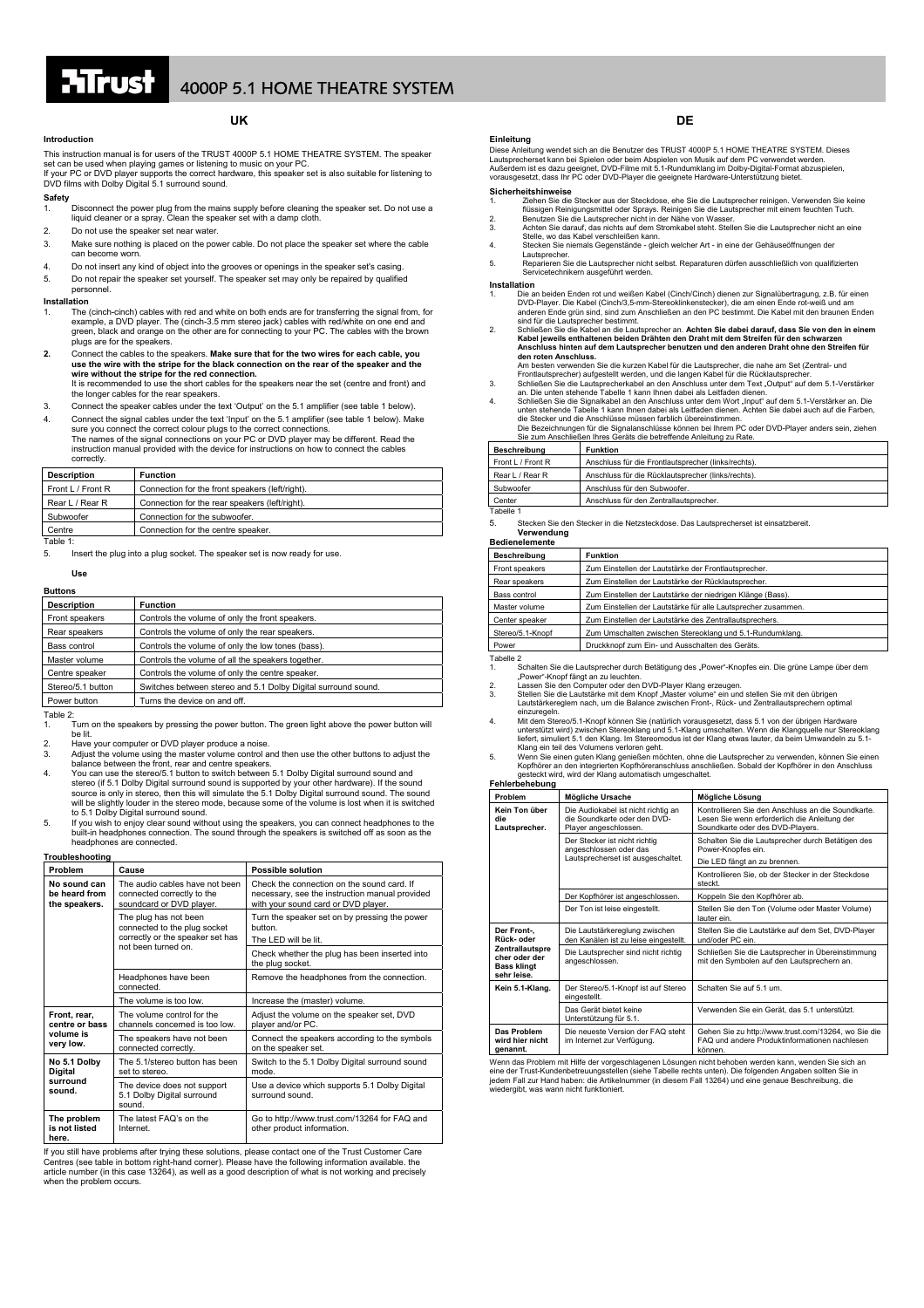# 4000P 5.1 HOME THEATRE SYSTEM

## UK

### Introduction

This instruction manual is for users of the TRUST 4000P 5.1 HOME THEATRE SYSTEM. The speaker set can be used when playing games or listening to music on your PC.
If your PC or DVD player supports the correct hardware, this speaker set is also suitable for listening to DVD films with Dolby Digital 5.1 surround sound.

### Safety

1. Disconnect the power plug from the mains supply before cleaning the speaker set. Do not use a liquid cleaner or a spray. Clean the speaker set with a damp cloth.
2. Do not use the speaker set near water.
3. Make sure nothing is placed on the power cable. Do not place the speaker set where the cable can become worn.
4. Do not insert any kind of object into the grooves or openings in the speaker set's casing.
5. Do not repair the speaker set yourself. The speaker set may only be repaired by qualified personnel.

### Installation

1. The (cinch-cinch) cables with red and white on both ends are for transferring the signal from, for example, a DVD player. The (cinch-3.5 mm stereo jack) cables with red/white on one end and green, black and orange on the other are for connecting to your PC. The cables with the brown plugs are for the speakers.
2. Connect the cables to the speakers. **Make sure that for the two wires for each cable, you use the wire with the stripe for the black connection on the rear of the speaker and the wire without the stripe for the red connection.**
   It is recommended to use the short cables for the speakers near the set (centre and front) and the longer cables for the rear speakers.
3. Connect the speaker cables under the text 'Output' on the 5.1 amplifier (see table 1 below).
4. Connect the signal cables under the text 'Input' on the 5.1 amplifier (see table 1 below). Make sure you connect the correct colour plugs to the correct connections.
   The names of the signal connections on your PC or DVD player may be different. Read the instruction manual provided with the device for instructions on how to connect the cables correctly.

| Description | Function |
|---|---|
| Front L / Front R | Connection for the front speakers (left/right). |
| Rear L / Rear R | Connection for the rear speakers (left/right). |
| Subwoofer | Connection for the subwoofer. |
| Centre | Connection for the centre speaker. |

Table 1:

5. Insert the plug into a plug socket. The speaker set is now ready for use.

### Use

#### Buttons

| Description | Function |
|---|---|
| Front speakers | Controls the volume of only the front speakers. |
| Rear speakers | Controls the volume of only the rear speakers. |
| Bass control | Controls the volume of only the low tones (bass). |
| Master volume | Controls the volume of all the speakers together. |
| Centre speaker | Controls the volume of only the centre speaker. |
| Stereo/5.1 button | Switches between stereo and 5.1 Dolby Digital surround sound. |
| Power button | Turns the device on and off. |

Table 2:

1. Turn on the speakers by pressing the power button. The green light above the power button will be lit.
2. Have your computer or DVD player produce a noise.
3. Adjust the volume using the master volume control and then use the other buttons to adjust the balance between the front, rear and centre speakers.
4. You can use the stereo/5.1 button to switch between 5.1 Dolby Digital surround sound and stereo (if 5.1 Dolby Digital surround sound is supported by your other hardware). If the sound source is only in stereo, then this will simulate the 5.1 Dolby Digital surround sound. The sound will be slightly louder in the stereo mode, because some of the volume is lost when it is switched to 5.1 Dolby Digital surround sound.
5. If you wish to enjoy clear sound without using the speakers, you can connect headphones to the built-in headphones connection. The sound through the speakers is switched off as soon as the headphones are connected.

### Troubleshooting

| Problem | Cause | Possible solution |
|---|---|---|
| **No sound can be heard from the speakers.** | The audio cables have not been connected correctly to the soundcard or DVD player. | Check the connection on the sound card. If necessary, see the instruction manual provided with your sound card or DVD player. |
| | The plug has not been connected to the plug socket correctly or the speaker set has not been turned on. | Turn the speaker set on by pressing the power button. The LED will be lit. |
| | | Check whether the plug has been inserted into the plug socket. |
| | Headphones have been connected. | Remove the headphones from the connection. |
| | The volume is too low. | Increase the (master) volume. |
| **Front, rear, centre or bass volume is very low.** | The volume control for the channels concerned is too low. | Adjust the volume on the speaker set, DVD player and/or PC. |
| | The speakers have not been connected correctly. | Connect the speakers according to the symbols on the speaker set. |
| **No 5.1 Dolby Digital surround sound.** | The 5.1/stereo button has been set to stereo. | Switch to the 5.1 Dolby Digital surround sound mode. |
| | The device does not support 5.1 Dolby Digital surround sound. | Use a device which supports 5.1 Dolby Digital surround sound. |
| **The problem is not listed here.** | The latest FAQ's on the Internet. | Go to http://www.trust.com/13264 for FAQ and other product information. |

If you still have problems after trying these solutions, please contact one of the Trust Customer Care Centres (see table in bottom right-hand corner). Please have the following information available. the article number (in this case 13264), as well as a good description of what is not working and precisely when the problem occurs.

## DE

### Einleitung

Diese Anleitung wendet sich an die Benutzer des TRUST 4000P 5.1 HOME THEATRE SYSTEM. Dieses Lautsprecherset kann bei Spielen oder beim Abspielen von Musik auf dem PC verwendet werden. Außerdem ist es dazu geeignet, DVD-Filme mit 5.1-Rundumklang im Dolby-Digital-Format abzuspielen, vorausgesetzt, dass Ihr PC oder DVD-Player die geeignete Hardware-Unterstützung bietet.

### Sicherheitshinweise

1. Ziehen Sie die Stecker aus der Steckdose, ehe Sie die Lautsprecher reinigen. Verwenden Sie keine flüssigen Reinigungsmittel oder Sprays. Reinigen Sie die Lautsprecher mit einem feuchten Tuch.
2. Benutzen Sie die Lautsprecher nicht in der Nähe von Wasser.
3. Achten Sie darauf, das nichts auf dem Stromkabel steht. Stellen Sie die Lautsprecher nicht an eine Stelle, wo das Kabel verschleißen kann.
4. Stecken Sie niemals Gegenstände - gleich welcher Art - in eine der Gehäuseöffnungen der Lautsprecher.
5. Reparieren Sie die Lautsprecher nicht selbst. Reparaturen dürfen ausschließlich von qualifizierten Servicetechnikern ausgeführt werden.

### Installation

1. Die an beiden Enden rot und weißen Kabel (Cinch/Cinch) dienen zur Signalübertragung, z.B. für einen DVD-Player. Die Kabel (Cinch/3,5-mm-Stereoklinkenstecker), die am einen Ende rot-weiß und am anderen Ende grün sind, sind zum Anschließen an den PC bestimmt. Die Kabel mit den braunen Enden sind für die Lautsprecher bestimmt.
2. Schließen Sie die Kabel an die Lautsprecher an. **Achten Sie dabei darauf, dass Sie von den in einem Kabel jeweils enthaltenen beiden Drähten den Draht mit dem Streifen für den schwarzen Anschluss hinten auf dem Lautsprecher benutzen und den anderen Draht ohne den Streifen für den roten Anschluss.**
   Am besten verwenden Sie die kurzen Kabel für die Lautsprecher, die nahe am Set (Zentral- und Frontlautsprecher) aufgestellt werden, und die langen Kabel für die Rücklautsprecher.
3. Schließen Sie die Lautsprecherkabel an den Anschluss unter dem Text „Output" auf dem 5.1-Verstärker an. Die unten stehende Tabelle 1 kann Ihnen dabei als Leitfaden dienen.
4. Schließen Sie die Signalkabel an den Anschluss unter dem Wort „Input" auf dem 5.1-Verstärker an. Die unten stehende Tabelle 1 kann Ihnen dabei als Leitfaden dienen. Achten Sie dabei auch auf die Farben, die Stecker und die Anschlüsse müssen farblich übereinstimmen.
   Die Bezeichnungen für die Signalanschlüsse können bei Ihrem PC oder DVD-Player anders sein, ziehen Sie zum Anschließen Ihres Geräts die betreffende Anleitung zu Rate.

| Beschreibung | Funktion |
|---|---|
| Front L / Front R | Anschluss für die Frontlautsprecher (links/rechts). |
| Rear L / Rear R | Anschluss für die Rücklautsprecher (links/rechts). |
| Subwoofer | Anschluss für den Subwoofer. |
| Center | Anschluss für den Zentrallautsprecher. |

Tabelle 1

5. Stecken Sie den Stecker in die Netzsteckdose. Das Lautsprecherset ist einsatzbereit.

### Verwendung

#### Bedienelemente

| Beschreibung | Funktion |
|---|---|
| Front speakers | Zum Einstellen der Lautstärke der Frontlautsprecher. |
| Rear speakers | Zum Einstellen der Lautstärke der Rücklautsprecher. |
| Bass control | Zum Einstellen der Lautstärke der niedrigen Klänge (Bass). |
| Master volume | Zum Einstellen der Lautstärke für alle Lautsprecher zusammen. |
| Center speaker | Zum Einstellen der Lautstärke des Zentrallautsprechers. |
| Stereo/5.1-Knopf | Zum Umschalten zwischen Stereoklang und 5.1-Rundumklang. |
| Power | Druckknopf zum Ein- und Ausschalten des Geräts. |

Tabelle 2

1. Schalten Sie die Lautsprecher durch Betätigung des „Power"-Knopfes ein. Die grüne Lampe über dem „Power"-Knopf fängt an zu leuchten.
2. Lassen Sie den Computer oder den DVD-Player Klang erzeugen.
3. Stellen Sie die Lautstärke mit dem Knopf „Master volume" ein und stellen Sie mit den übrigen Lautstärkereglern nach, um die Balance zwischen Front-, Rück- und Zentrallautsprechern optimal einzuregeln.
4. Mit dem Stereo/5.1-Knopf können Sie (natürlich vorausgesetzt, dass 5.1 von der übrigen Hardware unterstützt wird) zwischen Stereoklang und 5.1-Klang umschalten. Wenn die Klangquelle nur Stereoklang liefert, simuliert 5.1 den Klang. Im Stereomodus ist der Klang etwas lauter, da beim Umwandeln zu 5.1-Klang ein teil des Volumens verloren geht.
5. Wenn Sie einen guten Klang genießen möchten, ohne die Lautsprecher zu verwenden, können Sie einen Kopfhörer an den integrierten Kopfhöreranschluss anschließen. Sobald der Kopfhörer in den Anschluss gesteckt wird, wird der Klang automatisch umgeschaltet.

### Fehlerbehebung

| Problem | Mögliche Ursache | Mögliche Lösung |
|---|---|---|
| **Kein Ton über die Lautsprecher.** | Die Audiokabel ist nicht richtig an die Soundkarte oder den DVD-Player angeschlossen. | Kontrollieren Sie den Anschluss an die Soundkarte. Lesen Sie wenn erforderlich die Anleitung der Soundkarte oder des DVD-Players. |
| | Der Stecker ist nicht richtig angeschlossen oder das Lautsprecherset ist ausgeschaltet. | Schalten Sie die Lautsprecher durch Betätigen des Power-Knopfes ein. Die LED fängt an zu brennen. |
| | | Kontrollieren Sie, ob der Stecker in der Steckdose steckt. |
| | Der Kopfhörer ist angeschlossen. | Koppeln Sie den Kopfhörer ab. |
| | Der Ton ist leise eingestellt. | Stellen Sie den Ton (Volume oder Master Volume) lauter ein. |
| **Der Front-, Rück- oder Zentrallautsprecher oder der Bass klingt sehr leise.** | Die Lautstärkeregelung zwischen den Kanälen ist zu leise eingestellt. | Stellen Sie die Lautstärke auf dem Set, DVD-Player und/oder PC ein. |
| | Die Lautsprecher sind nicht richtig angeschlossen. | Schließen Sie die Lautsprecher in Übereinstimmung mit den Symbolen auf den Lautsprechern an. |
| **Kein 5.1-Klang.** | Der Stereo/5.1-Knopf ist auf Stereo eingestellt. | Schalten Sie auf 5.1 um. |
| | Das Gerät bietet keine Unterstützung für 5.1. | Verwenden Sie ein Gerät, das 5.1 unterstützt. |
| **Das Problem wird hier nicht genannt.** | Die neueste Version der FAQ steht im Internet zur Verfügung. | Gehen Sie zu http://www.trust.com/13264, wo Sie die FAQ und andere Produktinformationen nachlesen können. |

Wenn das Problem mit Hilfe der vorgeschlagenen Lösungen nicht behoben werden kann, wenden Sie sich an eine der Trust-Kundenbetreuungsstellen (siehe Tabelle rechts unten). Die folgenden Angaben sollten Sie in jedem Fall zur Hand haben: die Artikelnummer (in diesem Fall 13264) und eine genaue Beschreibung, die wiedergibt, was wann nicht funktioniert.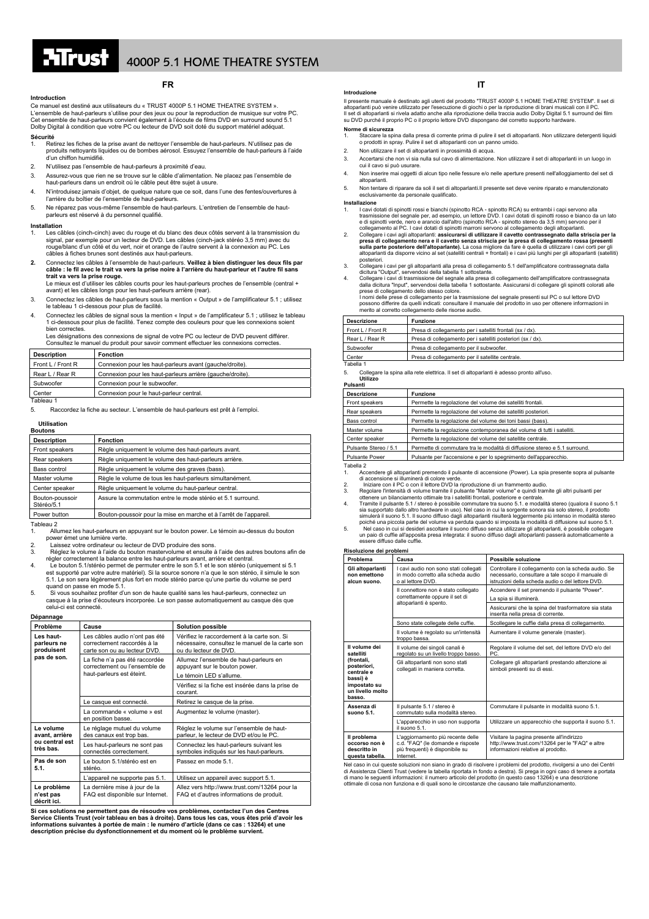# 4000P 5.1 HOME THEATRE SYSTEM

## FR

### Introduction

Ce manuel est destiné aux utilisateurs du « TRUST 4000P 5.1 HOME THEATRE SYSTEM ». L'ensemble de haut-parleurs s'utilise pour des jeux ou pour la reproduction de musique sur votre PC. Cet ensemble de haut-parleurs convient également à l'écoute de films DVD en surround sound 5.1 Dolby Digital à condition que votre PC ou lecteur de DVD soit doté du support matériel adéquat.

### Sécurité

1. Retirez les fiches de la prise avant de nettoyer l'ensemble de haut-parleurs. N'utilisez pas de produits nettoyants liquides ou de bombes aérosol. Essuyez l'ensemble de haut-parleurs à l'aide d'un chiffon humidifié.
2. N'utilisez pas l'ensemble de haut-parleurs à proximité d'eau.
3. Assurez-vous que rien ne se trouve sur le câble d'alimentation. Ne placez pas l'ensemble de haut-parleurs dans un endroit où le câble peut être sujet à usure.
4. N'introduisez jamais d'objet, de quelque nature que ce soit, dans l'une des fentes/ouvertures à l'arrière du boîtier de l'ensemble de haut-parleurs.
5. Ne réparez pas vous-même l'ensemble de haut-parleurs. L'entretien de l'ensemble de haut-parleurs est réservé à du personnel qualifié.

### Installation

1. Les câbles (cinch-cinch) avec du rouge et du blanc des deux côtés servent à la transmission du signal, par exemple pour un lecteur DVD. Les câbles (cinch-jack stéréo 3,5 mm) avec du rouge/blanc d'un côté et du vert, noir et orange de l'autre servent à la connexion au PC. Les câbles à fiches brunes sont destinés aux haut-parleurs.
2. Connectez les câbles à l'ensemble de haut-parleurs. **Veillez à bien distinguer les deux fils par câble : le fil avec le trait va vers la prise noire à l'arrière du haut-parleur et l'autre fil sans trait va vers la prise rouge.**
   Le mieux est d'utiliser les câbles courts pour les haut-parleurs proches de l'ensemble (central + avant) et les câbles longs pour les haut-parleurs arrière (rear).
3. Connectez les câbles de haut-parleurs sous la mention « Output » de l'amplificateur 5.1 ; utilisez le tableau 1 ci-dessous pour plus de facilité.
4. Connectez les câbles de signal sous la mention « Input » de l'amplificateur 5.1 ; utilisez le tableau 1 ci-dessous pour plus de facilité. Tenez compte des couleurs pour que les connexions soient bien correctes.
   Les désignations des connexions de signal de votre PC ou lecteur de DVD peuvent différer. Consultez le manuel du produit pour savoir comment effectuer les connexions correctes.

| Description | Fonction |
|---|---|
| Front L / Front R | Connexion pour les haut-parleurs avant (gauche/droite). |
| Rear L / Rear R | Connexion pour les haut-parleurs arrière (gauche/droite). |
| Subwoofer | Connexion pour le subwoofer. |
| Center | Connexion pour le haut-parleur central. |

Tableau 1

5. Raccordez la fiche au secteur. L'ensemble de haut-parleurs est prêt à l'emploi.

### Utilisation

#### Boutons

| Description | Fonction |
|---|---|
| Front speakers | Règle uniquement le volume des haut-parleurs avant. |
| Rear speakers | Règle uniquement le volume des haut-parleurs arrière. |
| Bass control | Règle uniquement le volume des graves (bass). |
| Master volume | Règle le volume de tous les haut-parleurs simultanément. |
| Center speaker | Règle uniquement le volume du haut-parleur central. |
| Bouton-poussoir Stéréo/5.1 | Assure la commutation entre le mode stéréo et 5.1 surround. |
| Power button | Bouton-poussoir pour la mise en marche et à l'arrêt de l'appareil. |

Tableau 2

1. Allumez les haut-parleurs en appuyant sur le bouton power. Le témoin au-dessus du bouton power émet une lumière verte.
2. Laissez votre ordinateur ou lecteur de DVD produire des sons.
3. Réglez le volume à l'aide du bouton mastervolume et ensuite à l'aide des autres boutons afin de régler correctement la balance entre les haut-parleurs avant, arrière et central.
4. Le bouton 5.1/stéréo permet de permuter entre le son 5.1 et le son stéréo (uniquement si 5.1 est supporté par votre autre matériel). Si la source sonore n'a que le son stéréo, il simule le son 5.1. Le son sera légèrement plus fort en mode stéréo parce qu'une partie du volume se perd quand on passe en mode 5.1.
5. Si vous souhaitez profiter d'un son de haute qualité sans les haut-parleurs, connectez un casque à la prise d'écouteurs incorporée. Le son passe automatiquement au casque dès que celui-ci est connecté.

### Dépannage

| Problème | Cause | Solution possible |
|---|---|---|
| **Les haut-parleurs ne produisent pas de son.** | Les câbles audio n'ont pas été correctement raccordés à la carte son ou au lecteur DVD. | Vérifiez le raccordement à la carte son. Si nécessaire, consultez le manuel de la carte son ou du lecteur de DVD. |
| | La fiche n'a pas été raccordée correctement ou l'ensemble de haut-parleurs est éteint. | Allumez l'ensemble de haut-parleurs en appuyant sur le bouton power. |
| | | Le témoin LED s'allume. |
| | | Vérifiez si la fiche est insérée dans la prise de courant. |
| | Le casque est connecté. | Retirez le casque de la prise. |
| | La commande « volume » est en position basse. | Augmentez le volume (master). |
| **Le volume avant, arrière ou central est très bas.** | Le réglage mutuel du volume des canaux est trop bas. | Réglez le volume sur l'ensemble de haut-parleur, le lecteur DVD et/ou le PC. |
| | Les haut-parleurs ne sont pas connectés correctement. | Connectez les haut-parleurs suivant les symboles indiqués sur les haut-parleurs. |
| **Pas de son 5.1.** | Le bouton 5.1/stéréo est en stéréo. | Passez en mode 5.1. |
| | L'appareil ne supporte pas 5.1. | Utilisez un appareil avec support 5.1. |
| **Le problème n'est pas décrit ici.** | La dernière mise à jour de la FAQ est disponible sur Internet. | Allez vers http://www.trust.com/13264 pour la FAQ et d'autres informations de produit. |

**Si ces solutions ne permettent pas de résoudre vos problèmes, contactez l'un des Centres Service Clients Trust (voir tableau en bas à droite). Dans tous les cas, vous êtes prié d'avoir les informations suivantes à portée de main : le numéro d'article (dans ce cas : 13264) et une description précise du dysfonctionnement et du moment où le problème survient.**

## IT

### Introduzione

Il presente manuale è destinato agli utenti del prodotto "TRUST 4000P 5.1 HOME THEATRE SYSTEM". Il set di altoparlanti può venire utilizzato per l'esecuzione di giochi o per la riproduzione di brani musicali con il PC. Il set di altoparlanti si rivela adatto anche alla riproduzione della traccia audio Dolby Digital 5.1 surround dei film su DVD purché il proprio PC o il proprio lettore DVD dispongano del corretto supporto hardware.

### Norme di sicurezza

1. Staccare la spina dalla presa di corrente prima di pulire il set di altoparlanti. Non utilizzare detergenti liquidi o prodotti in spray. Pulire il set di altoparlanti con un panno umido.
2. Non utilizzare il set di altoparlanti in prossimità di acqua.
3. Accertarsi che non vi sia nulla sul cavo di alimentazione. Non utilizzare il set di altoparlanti in un luogo in cui il cavo si può usurare.
4. Non inserire mai oggetti di alcun tipo nelle fessure e/o nelle aperture presenti nell'alloggiamento del set di altoparlanti.
5. Non tentare di riparare da soli il set di altoparlanti.Il presente set deve venire riparato e manutenzionato esclusivamente da personale qualificato.

### Installazione

1. I cavi dotati di spinotti rossi e bianchi (spinotto RCA - spinotto RCA) su entrambi i capi servono alla trasmissione del segnale per, ad esempio, un lettore DVD. I cavi dotati di spinotti rosso e bianco da un lato e di spinotti verde, nero e arancio dall'altro (spinotto RCA - spinotto stereo da 3,5 mm) servono per il collegamento al PC. I cavi dotati di spinotti marroni servono al collegamento degli altoparlanti.
2. Collegare i cavi agli altoparlanti: **assicurarsi di utilizzare il cavetto contrassegnato dalla striscia per la presa di collegamento nera e il cavetto senza striscia per la presa di collegamento rossa (presenti sulla parte posteriore dell'altoparlante).** La cosa migliore da fare è quella di utilizzare i cavi corti per gli altoparlanti da disporre vicino al set (satelliti centrali + frontali) e i cavi più lunghi per gli altoparlanti (satelliti) posteriori.
3. Collegare i cavi per gli altoparlanti alla presa di collegamento 5.1 dell'amplificatore contrassegnata dalla dicitura "Output", servendosi della tabella 1 sottostante.
4. Collegare i cavi di trasmissione del segnale alla presa di collegamento dell'amplificatore contrassegnata dalla dicitura "Input", servendosi della tabella 1 sottostante. Assicurarsi di collegare gli spinotti colorati alle prese di collegamento dello stesso colore.
   I nomi delle prese di collegamento per la trasmissione del segnale presenti sul PC o sul lettore DVD possono differire da quelli indicati: consultare il manuale del prodotto in uso per ottenere informazioni in merito al corretto collegamento delle risorse audio.

| Descrizione | Funzione |
|---|---|
| Front L / Front R | Presa di collegamento per i satelliti frontali (sx / dx). |
| Rear L / Rear R | Presa di collegamento per i satelliti posteriori (sx / dx). |
| Subwoofer | Presa di collegamento per il subwoofer. |
| Center | Presa di collegamento per il satellite centrale. |

Tabella 1

5. Collegare la spina alla rete elettrica. Il set di altoparlanti è adesso pronto all'uso.

### Utilizzo

#### Pulsanti

| Descrizione | Funzione |
|---|---|
| Front speakers | Permette la regolazione del volume dei satelliti frontali. |
| Rear speakers | Permette la regolazione del volume dei satelliti posteriori. |
| Bass control | Permette la regolazione del volume dei toni bassi (bass). |
| Master volume | Permette la regolazione contemporanea del volume di tutti i satelliti. |
| Center speaker | Permette la regolazione del volume del satellite centrale. |
| Pulsante Stereo / 5.1 | Permette di commutare tra le modalità di diffusione stereo e 5.1 surround. |
| Pulsante Power | Pulsante per l'accensione e per lo spegnimento dell'apparecchio. |

Tabella 2

1. Accendere gli altoparlanti premendo il pulsante di accensione (Power). La spia presente sopra al pulsante di accensione si illuminerà di colore verde.
2. Iniziare con il PC o con il lettore DVD la riproduzione di un frammento audio.
3. Regolare l'intensità di volume tramite il pulsante "Master volume" e quindi tramite gli altri pulsanti per ottenere un bilanciamento ottimale tra i satelliti frontali, posteriore e centrale.
4. Tramite il pulsante 5.1 / stereo è possibile commutare tra suono 5.1. e modalità stereo (qualora il suono 5.1 sia supportato dallo altro hardware in uso). Nel caso in cui la sorgente sonora sia solo stereo, il prodotto simulerà il suono 5.1. Il suono diffuso dagli altoparlanti risulterà leggermente più intenso in modalità stereo poiché una piccola parte del volume va perduta quando si imposta la modalità di diffusione sul suono 5.1.
5. Nel caso in cui si desideri ascoltare il suono diffuso senza utilizzare gli altoparlanti, è possibile collegare un paio di cuffie all'apposita presa integrata: il suono diffuso dagli altoparlanti passerà automaticamente a essere diffuso dalle cuffie.

### Risoluzione dei problemi

| Problema | Causa | Possibile soluzione |
|---|---|---|
| **Gli altoparlanti non emettono alcun suono.** | I cavi audio non sono stati collegati in modo corretto alla scheda audio o al lettore DVD. | Controllare il collegamento con la scheda audio. Se necessario, consultare a tale scopo il manuale di istruzioni della scheda audio o del lettore DVD. |
| | Il connettore non è stato collegato correttamente oppure il set di altoparlanti è spento. | Accendere il set premendo il pulsante "Power". |
| | | La spia si illuminerà. |
| | | Assicurarsi che la spina del trasformatore sia stata inserita nella presa di corrente. |
| | Sono state collegate delle cuffie. | Scollegare le cuffie dalla presa di collegamento. |
| | Il volume è regolato su un'intensità troppo bassa. | Aumentare il volume generale (master). |
| **Il volume dei satelliti (frontali, posteriori, centrale e bassi) è impostato su un livello molto basso.** | Il volume dei singoli canali è regolato su un livello troppo basso. | Regolare il volume del set, del lettore DVD e/o del PC. |
| | Gli altoparlanti non sono stati collegati in maniera corretta. | Collegare gli altoparlanti prestando attenzione ai simboli presenti su essi. |
| **Assenza di suono 5.1.** | Il pulsante 5.1 / stereo è commutato sulla modalità stereo. | Commutare il pulsante in modalità suono 5.1. |
| | L'apparecchio in uso non supporta il suono 5.1. | Utilizzare un apparecchio che supporta il suono 5.1. |
| **Il problema occorso non è descritto in questa tabella.** | L'aggiornamento più recente delle c.d. "FAQ" (le domande e risposte più frequenti) è disponibile su Internet. | Visitare la pagina presente all'indirizzo http://www.trust.com/13264 per le "FAQ" e altre informazioni relative al prodotto. |

Nel caso in cui queste soluzioni non siano in grado di risolvere i problemi del prodotto, rivolgersi a uno dei Centri di Assistenza Clienti Trust (vedere la tabella riportata in fondo a destra). Si prega in ogni caso di tenere a portata di mano le seguenti informazioni: il numero articolo del prodotto (in questo caso 13264) e una descrizione ottimale di cosa non funziona e di quali sono le circostanze che causano tale malfunzionamento.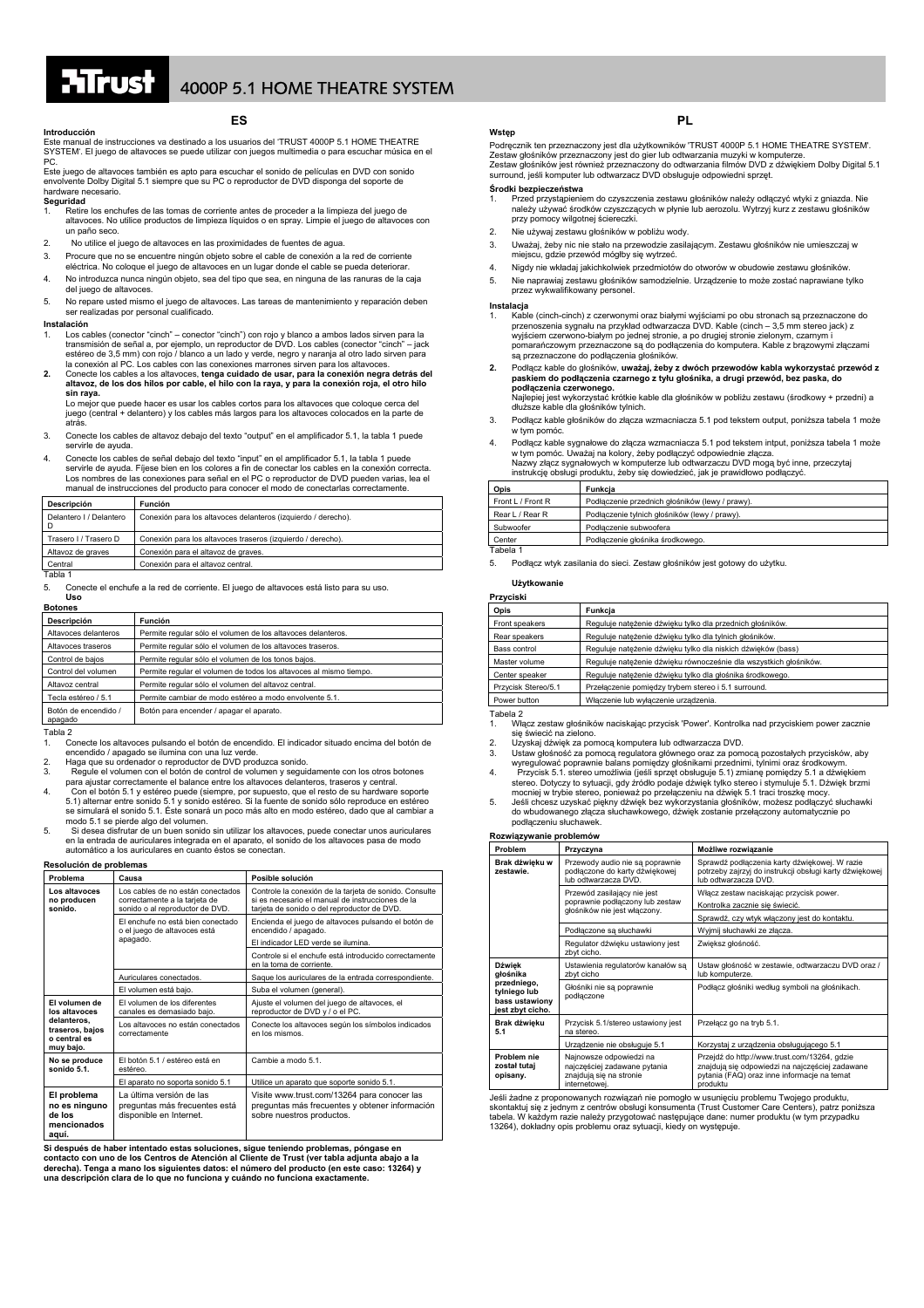# Trust 4000P 5.1 HOME THEATRE SYSTEM

## ES

### Introducción

Este manual de instrucciones va destinado a los usuarios del 'TRUST 4000P 5.1 HOME THEATRE SYSTEM'. El juego de altavoces se puede utilizar con juegos multimedia o para escuchar música en el PC.

Este juego de altavoces también es apto para escuchar el sonido de películas en DVD con sonido envolvente Dolby Digital 5.1 siempre que su PC o reproductor de DVD disponga del soporte de hardware necesario.

### Seguridad

1. Retire los enchufes de las tomas de corriente antes de proceder a la limpieza del juego de altavoces. No utilice productos de limpieza líquidos o en spray. Limpie el juego de altavoces con un paño seco.
2. No utilice el juego de altavoces en las proximidades de fuentes de agua.
3. Procure que no se encuentre ningún objeto sobre el cable de conexión a la red de corriente eléctrica. No coloque el juego de altavoces en un lugar donde el cable se pueda deteriorar.
4. No introduzca nunca ningún objeto, sea del tipo que sea, en ninguna de las ranuras de la caja del juego de altavoces.
5. No repare usted mismo el juego de altavoces. Las tareas de mantenimiento y reparación deben ser realizadas por personal cualificado.

### Instalación

1. Los cables (conector "cinch" – conector "cinch") con rojo y blanco a ambos lados sirven para la transmisión de señal a, por ejemplo, un reproductor de DVD. Los cables (conector "cinch" – jack estéreo de 3,5 mm) con rojo / blanco a un lado y verde, negro y naranja al otro lado sirven para la conexión al PC. Los cables con las conexiones marrones sirven para los altavoces.
2. Conecte los cables a los altavoces, **tenga cuidado de usar, para la conexión negra detrás del altavoz, de los dos hilos por cable, el hilo con la raya, y para la conexión roja, el otro hilo sin raya.**
   Lo mejor que puede hacer es usar los cables cortos para los altavoces que coloque cerca del juego (central + delantero) y los cables más largos para los altavoces colocados en la parte de atrás.
3. Conecte los cables de altavoz debajo del texto "output" en el amplificador 5.1, la tabla 1 puede servirle de ayuda.
4. Conecte los cables de señal debajo del texto "input" en el amplificador 5.1, la tabla 1 puede servirle de ayuda. Fíjese bien en los colores a fin de conectar los cables en la conexión correcta. Los nombres de las conexiones para señal en el PC o reproductor de DVD pueden variar, lea el manual de instrucciones del producto para conocer el modo de conectarlas correctamente.

| Descripción | Función |
|---|---|
| Delantero I / Delantero D | Conexión para los altavoces delanteros (izquierdo / derecho). |
| Trasero I / Trasero D | Conexión para los altavoces traseros (izquierdo / derecho). |
| Altavoz de graves | Conexión para el altavoz de graves. |
| Central | Conexión para el altavoz central. |

Tabla 1

5. Conecte el enchufe a la red de corriente. El juego de altavoces está listo para su uso.

### Uso

#### Botones

| Descripción | Función |
|---|---|
| Altavoces delanteros | Permite regular sólo el volumen de los altavoces delanteros. |
| Altavoces traseros | Permite regular sólo el volumen de los altavoces traseros. |
| Control de bajos | Permite regular sólo el volumen de los tonos bajos. |
| Control del volumen | Permite regular el volumen de todos los altavoces al mismo tiempo. |
| Altavoz central | Permite regular sólo el volumen del altavoz central. |
| Tecla estéreo / 5.1 | Permite cambiar de modo estéreo a modo envolvente 5.1. |
| Botón de encendido / apagado | Botón para encender / apagar el aparato. |

Tabla 2

1. Conecte los altavoces pulsando el botón de encendido. El indicador situado encima del botón de encendido / apagado se ilumina con una luz verde.
2. Haga que su ordenador o reproductor de DVD produzca sonido.
3. Regule el volumen con el botón de control de volumen y seguidamente con los otros botones para ajustar correctamente el balance entre los altavoces delanteros, traseros y central.
4. Con el botón 5.1 y estéreo puede (siempre, por supuesto, que el resto de su hardware soporte 5.1) alternar entre sonido 5.1 y sonido estéreo. Si la fuente de sonido sólo reproduce en estéreo se simulará el sonido 5.1. Éste sonará un poco más alto en modo estéreo, dado que al cambiar a modo 5.1 se pierde algo del volumen.
5. Si desea disfrutar de un buen sonido sin utilizar los altavoces, puede conectar unos auriculares en la entrada de auriculares integrada en el aparato, el sonido de los altavoces pasa de modo automático a los auriculares en cuanto éstos se conectan.

### Resolución de problemas

| Problema | Causa | Posible solución |
|---|---|---|
| **Los altavoces no producen sonido.** | Los cables de no están conectados correctamente a la tarjeta de sonido o al reproductor de DVD. | Controle la conexión de la tarjeta de sonido. Consulte si es necesario el manual de instrucciones de la tarjeta de sonido o del reproductor de DVD. |
| | El enchufe no está bien conectado o el juego de altavoces está apagado. | Encienda el juego de altavoces pulsando el botón de encendido / apagado. |
| | | El indicador LED verde se ilumina. |
| | | Controle si el enchufe está introducido correctamente en la toma de corriente. |
| | Auriculares conectados. | Saque los auriculares de la entrada correspondiente. |
| | El volumen está bajo. | Suba el volumen (general). |
| **El volumen de los altavoces delanteros, traseros, bajos o central es muy bajo.** | El volumen de los diferentes canales es demasiado bajo. | Ajuste el volumen del juego de altavoces, el reproductor de DVD y / o el PC. |
| | Los altavoces no están conectados correctamente | Conecte los altavoces según los símbolos indicados en los mismos. |
| **No se produce sonido 5.1.** | El botón 5.1 / estéreo está en estéreo. | Cambie a modo 5.1. |
| | El aparato no soporta sonido 5.1 | Utilice un aparato que soporte sonido 5.1. |
| **El problema no es ninguno de los mencionados aquí.** | La última versión de las preguntas más frecuentes está disponible en Internet. | Visite www.trust.com/13264 para conocer las preguntas más frecuentes y obtener información sobre nuestros productos. |

**Si después de haber intentado estas soluciones, sigue teniendo problemas, póngase en contacto con uno de los Centros de Atención al Cliente de Trust (ver tabla adjunta abajo a la derecha). Tenga a mano los siguientes datos: el número del producto (en este caso: 13264) y una descripción clara de lo que no funciona y cuándo no funciona exactamente.**

## PL

### Wstęp

Podręcznik ten przeznaczony jest dla użytkowników 'TRUST 4000P 5.1 HOME THEATRE SYSTEM'. Zestaw głośników przeznaczony jest do gier lub odtwarzania muzyki w komputerze.

Zestaw głośników jest również przeznaczony do odtwarzania filmów DVD z dźwiękiem Dolby Digital 5.1 surround, jeśli komputer lub odtwarzacz DVD obsługuje odpowiedni sprzęt.

### Środki bezpieczeństwa

1. Przed przystąpieniem do czyszczenia zestawu głośników należy odłączyć wtyki z gniazda. Nie należy używać środków czyszczących w płynie lub aerozolu. Wytrzyj kurz z zestawu głośników przy pomocy wilgotnej ściereczki.
2. Nie używaj zestawu głośników w pobliżu wody.
3. Uważaj, żeby nic nie stało na przewodzie zasilającym. Zestawu głośników nie umieszczaj w miejscu, gdzie przewód mógłby się wytrzeć.
4. Nigdy nie wkładaj jakichkolwiek przedmiotów do otworów w obudowie zestawu głośników.
5. Nie naprawiaj zestawu głośników samodzielnie. Urządzenie to może zostać naprawiane tylko przez wykwalifikowany personel.

### Instalacja

1. Kable (cinch-cinch) z czerwonymi oraz białymi wyjściami po obu stronach są przeznaczone do przenoszenia sygnału na przykład odtwarzacza DVD. Kable (cinch – 3,5 mm stereo jack) z wyjściem czerwono-białym po jednej stronie, a po drugiej stronie zielonym, czarnym i pomarańczowym przeznaczone są do podłączenia do komputera. Kable z brązowymi złączami są przeznaczone do podłączenia głośników.
2. Podłącz kable do głośników, **uważaj, żeby z dwóch przewodów kabla wykorzystać przewód z paskiem do podłączenia czarnego z tyłu głośnika, a drugi przewód, bez paska, do podłączenia czerwonego.**
   Najlepiej jest wykorzystać krótkie kable dla głośników w pobliżu zestawu (środkowy + przedni) a dłuższe kable dla głośników tylnich.
3. Podłącz kable głośników do złącza wzmacniacza 5.1 pod tekstem output, poniższa tabela 1 może w tym pomóc.
4. Podłącz kable sygnałowe do złącza wzmacniacza 5.1 pod tekstem intput, poniższa tabela 1 może w tym pomóc. Uważaj na kolory, żeby podłączyć odpowiednie złącza.
   Nazwy złącz sygnałowych w komputerze lub odtwarzaczu DVD mogą być inne, przeczytaj instrukcję obsługi produktu, żeby się dowiedzieć, jak je prawidłowo podłączyć.

| Opis | Funkcja |
|---|---|
| Front L / Front R | Podłączenie przednich głośników (lewy / prawy). |
| Rear L / Rear R | Podłączenie tylnich głośników (lewy / prawy). |
| Subwoofer | Podłączenie subwoofera |
| Center | Podłączenie głośnika środkowego. |

Tabela 1

5. Podłącz wtyk zasilania do sieci. Zestaw głośników jest gotowy do użytku.

### Użytkowanie

#### Przyciski

| Opis | Funkcja |
|---|---|
| Front speakers | Reguluje natężenie dźwięku tylko dla przednich głośników. |
| Rear speakers | Reguluje natężenie dźwięku tylko dla tylnich głośników. |
| Bass control | Reguluje natężenie dźwięku tylko dla niskich dźwięków (bass) |
| Master volume | Reguluje natężenie dźwięku równocześnie dla wszystkich głośników. |
| Center speaker | Reguluje natężenie dźwięku tylko dla głośnika środkowego. |
| Przycisk Stereo/5.1 | Przełączenie pomiędzy trybem stereo i 5.1 surround. |
| Power button | Włączenie lub wyłączenie urządzenia. |

Tabela 2

1. Włącz zestaw głośników naciskając przycisk 'Power'. Kontrolka nad przyciskiem power zacznie się świecić na zielono.
2. Uzyskaj dźwięk za pomocą komputera lub odtwarzacza DVD.
3. Ustaw głośność za pomocą regulatora głównego oraz za pomocą pozostałych przycisków, aby wyregulować poprawnie balans pomiędzy głośnikami przednimi, tylnimi oraz środkowym.
4. Przycisk 5.1. stereo umożliwia (jeśli sprzęt obsługuje 5.1) zmianę pomiędzy 5.1 a dźwiękiem stereo. Dotyczy to sytuacji, gdy źródło podaje dźwięk tylko stereo i stymuluje 5.1. Dźwięk brzmi mocniej w trybie stereo, ponieważ po przełączeniu na dźwięk 5.1 traci troszkę mocy.
5. Jeśli chcesz uzyskać piękny dźwięk bez wykorzystania głośników, możesz podłączyć słuchawki do wbudowanego złącza słuchawkowego, dźwięk zostanie przełączony automatycznie po podłączeniu słuchawek.

### Rozwiązywanie problemów

| Problem | Przyczyna | Możliwe rozwiązanie |
|---|---|---|
| **Brak dźwięku w zestawie.** | Przewody audio nie są poprawnie podłączone do karty dźwiękowej lub odtwarzacza DVD. | Sprawdź podłączenia karty dźwiękowej. W razie potrzeby zajrzyj do instrukcji obsługi karty dźwiękowej lub odtwarzacza DVD. |
| | Przewód zasilający nie jest poprawnie podłączony lub zestaw głośników nie jest włączony. | Włącz zestaw naciskając przycisk power. |
| | | Kontrolka zacznie się świecić. |
| | | Sprawdź, czy wtyk włączony jest do kontaktu. |
| | Podłączone są słuchawki | Wyjmij słuchawki ze złącza. |
| | Regulator dźwięku ustawiony jest zbyt cicho. | Zwiększ głośność. |
| **Dźwięk głośnika przedniego, tylniego lub bass ustawiony jest zbyt cicho.** | Ustawienia regulatorów kanałów są zbyt ciche | Ustaw głośność w zestawie, odtwarzaczu DVD oraz / lub komputerze. |
| | Głośniki nie są poprawnie podłączone | Podłącz głośniki według symboli na głośnikach. |
| **Brak dźwięku 5.1** | Przycisk 5.1/stereo ustawiony jest na stereo. | Przełącz go na tryb 5.1. |
| | Urządzenie nie obsługuje 5.1 | Korzystaj z urządzenia obsługującego 5.1 |
| **Problem nie został tutaj opisany.** | Najnowsze odpowiedzi na najczęściej zadawane pytania znajdują się na stronie internetowej. | Przejdź do http://www.trust.com/13264, gdzie znajdują się odpowiedzi na najczęściej zadawane pytania (FAQ) oraz inne informacje na temat produktu |

Jeśli żadne z proponowanych rozwiązań nie pomogło w usunięciu problemu Twojego produktu, skontaktuj się z jednym z centrów obsługi konsumenta (Trust Customer Care Centers), patrz poniższa tabela. W każdym razie należy przygotować następujące dane: numer produktu (w tym przypadku 13264), dokładny opis problemu oraz sytuacji, kiedy on występuje.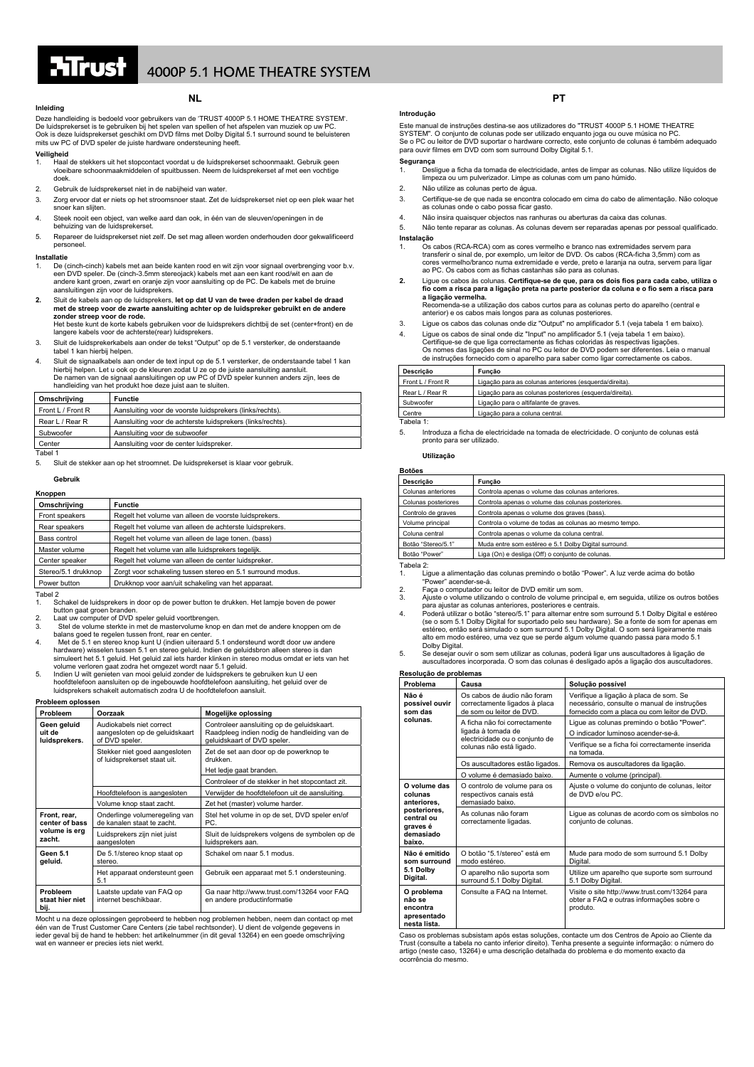# 4000P 5.1 HOME THEATRE SYSTEM

## NL

### Inleiding

Deze handleiding is bedoeld voor gebruikers van de 'TRUST 4000P 5.1 HOME THEATRE SYSTEM'. De luidsprekerset is te gebruiken bij het spelen van spellen of het afspelen van muziek op uw PC. Ook is deze luidsprekerset geschikt om DVD films met Dolby Digital 5.1 surround sound te beluisteren mits uw PC of DVD speler de juiste hardware ondersteuning heeft.

### Veiligheid

1. Haal de stekkers uit het stopcontact voordat u de luidsprekerset schoonmaakt. Gebruik geen vloeibare schoonmaakmiddelen of spuitbussen. Neem de luidsprekerset af met een vochtige doek.
2. Gebruik de luidsprekerset niet in de nabijheid van water.
3. Zorg ervoor dat er niets op het stroomsnoer staat. Zet de luidsprekerset niet op een plek waar het snoer kan slijten.
4. Steek nooit een object, van welke aard dan ook, in één van de sleuven/openingen in de behuizing van de luidsprekerset.
5. Repareer de luidsprekerset niet zelf. De set mag alleen worden onderhouden door gekwalificeerd personeel.

### Installatie

1. De (cinch-cinch) kabels met aan beide kanten rood en wit zijn voor signaal overbrenging voor b.v. een DVD speler. De (cinch-3.5mm stereojack) kabels met aan een kant rood/wit en aan de andere kant groen, zwart en oranje zijn voor aansluiting op de PC. De kabels met de bruine aansluitingen zijn voor de luidsprekers.
2. **Sluit de kabels aan op de luidsprekers, let op dat U van de twee draden per kabel de draad met de streep voor de zwarte aansluiting achter op de luidspreker gebruikt en de andere zonder streep voor de rode.** Het beste kunt de korte kabels gebruiken voor de luidsprekers dichtbij de set (center+front) en de langere kabels voor de achterste(rear) luidsprekers.
3. Sluit de luidsprekerkabels aan onder de tekst "Output" op de 5.1 versterker, de onderstaande tabel 1 kan hierbij helpen.
4. Sluit de signaalkabels aan onder de text input op de 5.1 versterker, de onderstaande tabel 1 kan hierbij helpen. Let u ook op de kleuren zodat U ze op de juiste aansluiting aansluit. De namen van de signaal aansluitingen op uw PC of DVD speler kunnen anders zijn, lees de handleiding van het produkt hoe deze juist aan te sluiten.

| Omschrijving | Functie |
|---|---|
| Front L / Front R | Aansluiting voor de voorste luidsprekers (links/rechts). |
| Rear L / Rear R | Aansluiting voor de achterste luidsprekers (links/rechts). |
| Subwoofer | Aansluiting voor de subwoofer |
| Center | Aansluiting voor de center luidspreker. |

Tabel 1

5. Sluit de stekker aan op het stroomnet. De luidsprekerset is klaar voor gebruik.

### Gebruik

#### Knoppen

| Omschrijving | Functie |
|---|---|
| Front speakers | Regelt het volume van alleen de voorste luidsprekers. |
| Rear speakers | Regelt het volume van alleen de achterste luidsprekers. |
| Bass control | Regelt het volume van alleen de lage tonen. (bass) |
| Master volume | Regelt het volume van alle luidsprekers tegelijk. |
| Center speaker | Regelt het volume van alleen de center luidspreker. |
| Stereo/5.1 drukknop | Zorgt voor schakeling tussen stereo en 5.1 surround modus. |
| Power button | Drukknop voor aan/uit schakeling van het apparaat. |

Tabel 2

1. Schakel de luidsprekers in door op de power button te drukken. Het lampje boven de power button gaat groen branden.
2. Laat uw computer of DVD speler geluid voortbrengen.
3. Stel de volume sterkte in met de mastervolume knop en dan met de andere knoppen om de balans goed te regelen tussen front, rear en center.
4. Met de 5.1 en stereo knop kunt U (indien uiteraard 5.1 ondersteund wordt door uw andere hardware) wisselen tussen 5.1 en stereo geluid. Indien de geluidsbron alleen stereo is dan simuleert het 5.1 geluid. Het geluid zal iets harder klinken in stereo modus omdat er iets van het volume verloren gaat zodra het omgezet wordt naar 5.1 geluid.
5. Indien U wilt genieten van mooi geluid zonder de luidsprekers te gebruiken kun U een hoofdtelefoon aansluiten op de ingebouwde hoofdtelefoon aansluiting, het geluid over de luidsprekers schakelt automatisch zodra U de hoofdtelefoon aansluit.

#### Probleem oplossen

| Probleem | Oorzaak | Mogelijke oplossing |
|---|---|---|
| **Geen geluid uit de luidsprekers.** | Audiokabels niet correct aangesloten op de geluidskaart of DVD speler. | Controleer aansluiting op de geluidskaart. Raadpleeg indien nodig de handleiding van de geluidskaart of DVD speler. |
| | Stekker niet goed aangesloten of luidsprekerset staat uit. | Zet de set aan door op de powerknop te drukken. |
| | | Het ledje gaat branden. |
| | | Controleer of de stekker in het stopcontact zit. |
| | Hoofdtelefoon is aangesloten | Verwijder de hoofdtelefoon uit de aansluiting. |
| | Volume knop staat zacht. | Zet het (master) volume harder. |
| **Front, rear, center of bass volume is erg zacht.** | Onderlinge volumeregeling van de kanalen staat te zacht. | Stel het volume in op de set, DVD speler en/of PC. |
| | Luidsprekers zijn niet juist aangesloten | Sluit de luidsprekers volgens de symbolen op de luidsprekers aan. |
| **Geen 5.1 geluid.** | De 5.1/stereo knop staat op stereo. | Schakel om naar 5.1 modus. |
| | Het apparaat ondersteunt geen 5.1 | Gebruik een apparaat met 5.1 ondersteuning. |
| **Probleem staat hier niet bij.** | Laatste update van FAQ op internet beschikbaar. | Ga naar http://www.trust.com/13264 voor FAQ en andere productinformatie |

Mocht u na deze oplossingen geprobeerd te hebben nog problemen hebben, neem dan contact op met één van de Trust Customer Care Centers (zie tabel rechtsonder). U dient de volgende gegevens in ieder geval bij de hand te hebben: het artikelnummer (in dit geval 13264) en een goede omschrijving wat en wanneer er precies iets niet werkt.

## PT

### Introdução

Este manual de instruções destina-se aos utilizadores do "TRUST 4000P 5.1 HOME THEATRE SYSTEM". O conjunto de colunas pode ser utilizado enquanto joga ou ouve música no PC. Se o PC ou leitor de DVD suportar o hardware correcto, este conjunto de colunas é também adequado para ouvir filmes em DVD com surround Dolby Digital 5.1.

### Segurança

1. Desligue a ficha da tomada de electricidade, antes de limpar as colunas. Não utilize líquidos de limpeza ou um pulverizador. Limpe as colunas com um pano húmido.
2. Não utilize as colunas perto de água.
3. Certifique-se de que nada se encontra colocado em cima do cabo de alimentação. Não coloque as colunas onde o cabo possa ficar gasto.
4. Não insira quaisquer objectos nas ranhuras ou aberturas da caixa das colunas.
5. Não tente reparar as colunas. As colunas devem ser reparadas apenas por pessoal qualificado.

### Instalação

1. Os cabos (RCA-RCA) com as cores vermelho e branco nas extremidades servem para transferir o sinal de, por exemplo, um leitor de DVD. Os cabos (RCA-ficha 3,5mm) com as cores vermelho/branco numa extremidade e verde, preto e laranja na outra, servem para ligar ao PC. Os cabos com as fichas castanhas são para as colunas.
2. **Ligue os cabos às colunas. Certifique-se de que, para os dois fios para cada cabo, utiliza o fio com a risca para a ligação preta na parte posterior da coluna e o fio sem a risca para a ligação vermelha.** Recomenda-se a utilização dos cabos curtos para as colunas perto do aparelho (central e anterior) e os cabos mais longos para as colunas posteriores.
3. Ligue os cabos das colunas onde diz "Output" no amplificador 5.1 (veja tabela 1 em baixo).
4. Ligue os cabos de sinal onde diz "Input" no amplificador 5.1 (veja tabela 1 em baixo). Certifique-se de que liga correctamente as fichas coloridas às respectivas ligações. Os nomes das ligações de sinal no PC ou leitor de DVD podem ser diferentes. Leia o manual de instruções fornecido com o aparelho para saber como ligar correctamente os cabos.

| Descrição | Função |
|---|---|
| Front L / Front R | Ligação para as colunas anteriores (esquerda/direita). |
| Rear L / Rear R | Ligação para as colunas posteriores (esquerda/direita). |
| Subwoofer | Ligação para o altifalante de graves. |
| Centre | Ligação para a coluna central. |

Tabela 1:

5. Introduza a ficha de electricidade na tomada de electricidade. O conjunto de colunas está pronto para ser utilizado.

### Utilização

#### Botões

| Descrição | Função |
|---|---|
| Colunas anteriores | Controla apenas o volume das colunas anteriores. |
| Colunas posteriores | Controla apenas o volume das colunas posteriores. |
| Controlo de graves | Controla apenas o volume dos graves (bass). |
| Volume principal | Controla o volume de todas as colunas ao mesmo tempo. |
| Coluna central | Controla apenas o volume da coluna central. |
| Botão "Stereo/5.1" | Muda entre som estéreo e 5.1 Dolby Digital surround. |
| Botão "Power" | Liga (On) e desliga (Off) o conjunto de colunas. |

Tabela 2:

1. Ligue a alimentação das colunas premindo o botão "Power". A luz verde acima do botão "Power" acender-se-á.
2. Faça o computador ou leitor de DVD emitir um som.
3. Ajuste o volume utilizando o controlo de volume principal e, em seguida, utilize os outros botões para ajustar as colunas anteriores, posteriores e centrais.
4. Poderá utilizar o botão "stereo/5.1" para alternar entre som surround 5.1 Dolby Digital e estéreo (se o som 5.1 Dolby Digital for suportado pelo seu hardware). Se a fonte de som for apenas em estéreo, então será simulado o som surround 5.1 Dolby Digital. O som será ligeiramente mais alto em modo estéreo, uma vez que se perde algum volume quando passa para modo 5.1 Dolby Digital.
5. Se desejar ouvir o som sem utilizar as colunas, poderá ligar uns auscultadores à ligação de auscultadores incorporada. O som das colunas é desligado após a ligação dos auscultadores.

#### Resolução de problemas

| Problema | Causa | Solução possível |
|---|---|---|
| **Não é possível ouvir som das colunas.** | Os cabos de áudio não foram correctamente ligados à placa de som ou leitor de DVD. | Verifique a ligação à placa de som. Se necessário, consulte o manual de instruções fornecido com a placa ou com leitor de DVD. |
| | A ficha não foi correctamente ligada à tomada de electricidade ou o conjunto de colunas não está ligado. | Ligue as colunas premindo o botão "Power". |
| | | O indicador luminoso acender-se-á. |
| | | Verifique se a ficha foi correctamente inserida na tomada. |
| | Os auscultadores estão ligados. | Remova os auscultadores da ligação. |
| | O volume é demasiado baixo. | Aumente o volume (principal). |
| **O volume das colunas anteriores, posteriores, central ou graves é demasiado baixo.** | O controlo de volume para os respectivos canais está demasiado baixo. | Ajuste o volume do conjunto de colunas, leitor de DVD e/ou PC. |
| | As colunas não foram correctamente ligadas. | Ligue as colunas de acordo com os símbolos no conjunto de colunas. |
| **Não é emitido som surround 5.1 Dolby Digital.** | O botão "5.1/stereo" está em modo estéreo. | Mude para modo de som surround 5.1 Dolby Digital. |
| | O aparelho não suporta som surround 5.1 Dolby Digital. | Utilize um aparelho que suporte som surround 5.1 Dolby Digital. |
| **O problema não se encontra apresentado nesta lista.** | Consulte a FAQ na Internet. | Visite o site http://www.trust.com/13264 para obter a FAQ e outras informações sobre o produto. |

Caso os problemas subsistam após estas soluções, contacte um dos Centros de Apoio ao Cliente da Trust (consulte a tabela no canto inferior direito). Tenha presente a seguinte informação: o número do artigo (neste caso, 13264) e uma descrição detalhada do problema e do momento exacto da ocorrência do mesmo.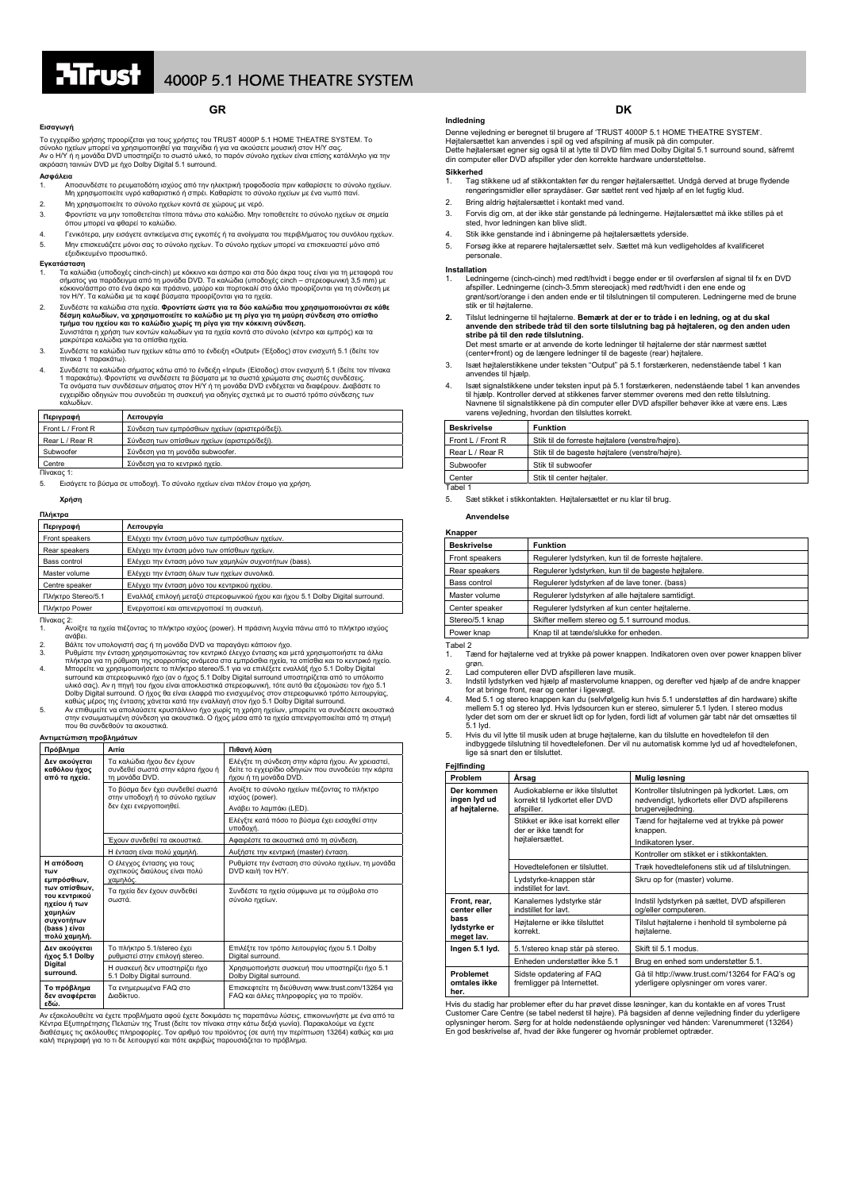# 4000P 5.1 HOME THEATRE SYSTEM

## GR

### Εισαγωγή

Το εγχειρίδιο χρήσης προορίζεται για τους χρήστες του TRUST 4000P 5.1 HOME THEATRE SYSTEM. Το σύνολο ηχείων μπορεί να χρησιμοποιηθεί για παιχνίδια ή για να ακούσετε μουσική στον Η/Υ σας.
Αν ο Η/Υ ή η μονάδα DVD υποστηρίζει το σωστό υλικό, το παρόν σύνολο ηχείων είναι επίσης κατάλληλο για την ακρόαση ταινιών DVD με ήχο Dolby Digital 5.1 surround.

### Ασφάλεια

1. Αποσυνδέστε το ρευματοδότη ισχύος από την ηλεκτρική τροφοδοσία πριν καθαρίσετε το σύνολο ηχείων. Μη χρησιμοποιείτε υγρό καθαριστικό ή σπρέι. Καθαρίστε το σύνολο ηχείων με ένα νωπό πανί.
2. Μη χρησιμοποιείτε το σύνολο ηχείων κοντά σε χώρους με νερό.
3. Φροντίστε να μην τοποθετείται τίποτα πάνω στο καλώδιο. Μην τοποθετείτε το σύνολο ηχείων σε σημεία όπου μπορεί να φθαρεί το καλώδιο.
4. Γενικότερα, μην εισάγετε αντικείμενα στις εγκοπές ή τα ανοίγματα του περιβλήματος του συνόλου ηχείων.
5. Μην επισκευάζετε μόνοι σας το σύνολο ηχείων. Το σύνολο ηχείων μπορεί να επισκευαστεί μόνο από εξειδικευμένο προσωπικό.

### Εγκατάσταση

1. Τα καλώδια (υποδοχές cinch-cinch) με κόκκινο και άσπρο και στα δύο άκρα τους είναι για τη μεταφορά του σήματος για παράδειγμα από τη μονάδα DVD. Τα καλώδια (υποδοχές cinch – στερεοφωνική 3,5 mm) με κόκκινο/άσπρο στο ένα άκρο και πράσινο, μαύρο και πορτοκαλί στο άλλο προορίζονται για τη σύνδεση με τον Η/Υ. Τα καλώδια με τα καφέ βύσματα προορίζονται για τα ηχεία.
2. Συνδέστε τα καλώδια στα ηχεία. **Φροντίστε ώστε για τα δύο καλώδια που χρησιμοποιούνται σε κάθε δέσμη καλωδίων, να χρησιμοποιείτε το καλώδιο με τη ρίγα για τη μαύρη σύνδεση στο οπίσθιο τμήμα του ηχείου και το καλώδιο χωρίς τη ρίγα για την κόκκινη σύνδεση.**
Συνιστάται η χρήση των κοντών καλωδίων για τα ηχεία κοντά στο σύνολο (κέντρο και εμπρός) και τα μακρύτερα καλώδια για τα οπίσθια ηχεία.
3. Συνδέστε τα καλώδια των ηχείων κάτω από το ένδειξη «Output» (Έξοδος) στον ενισχυτή 5.1 (δείτε τον πίνακα 1 παρακάτω).
4. Συνδέστε τα καλώδια σήματος κάτω από το ένδειξη «Input» (Είσοδος) στον ενισχυτή 5.1 (δείτε τον πίνακα 1 παρακάτω). Φροντίστε να συνδέσετε τα βύσματα με τα σωστά χρώματα στις σωστές συνδέσεις.
Τα ονόματα των συνδέσεων σήματος στον Η/Υ ή τη μονάδα DVD ενδέχεται να διαφέρουν. Διαβάστε το εγχειρίδιο οδηγιών που συνοδεύει τη συσκευή για οδηγίες σχετικά με το σωστό τρόπο σύνδεσης των καλωδίων.

| Περιγραφή | Λειτουργία |
|---|---|
| Front L / Front R | Σύνδεση των εμπρόσθιων ηχείων (αριστερό/δεξί). |
| Rear L / Rear R | Σύνδεση των οπίσθιων ηχείων (αριστερό/δεξί). |
| Subwoofer | Σύνδεση για τη μονάδα subwoofer. |
| Centre | Σύνδεση για το κεντρικό ηχείο. |

Πίνακας 1:

5. Εισάγετε το βύσμα σε υποδοχή. Το σύνολο ηχείων είναι πλέον έτοιμο για χρήση.

### Χρήση

#### Πλήκτρα

| Περιγραφή | Λειτουργία |
|---|---|
| Front speakers | Ελέγχει την ένταση μόνο των εμπρόσθιων ηχείων. |
| Rear speakers | Ελέγχει την ένταση μόνο των οπίσθιων ηχείων. |
| Bass control | Ελέγχει την ένταση μόνο των χαμηλών συχνοτήτων (bass). |
| Master volume | Ελέγχει την ένταση όλων των ηχείων συνολικά. |
| Centre speaker | Ελέγχει την ένταση μόνο του κεντρικού ηχείου. |
| Πλήκτρο Stereo/5.1 | Εναλλάξ επιλογή μεταξύ στερεοφωνικού ήχου και ήχου 5.1 Dolby Digital surround. |
| Πλήκτρο Power | Ενεργοποιεί και απενεργοποιεί τη συσκευή. |

Πίνακας 2:

1. Ανοίξτε τα ηχεία πιέζοντας το πλήκτρο ισχύος (power). Η πράσινη λυχνία πάνω από το πλήκτρο ισχύος ανάβει.
2. Βάλτε τον υπολογιστή σας ή τη μονάδα DVD να παράγει κάποιον ήχο.
3. Ρυθμίστε την ένταση χρησιμοποιώντας τον κεντρικό έλεγχο έντασης και μετά χρησιμοποιήστε τα άλλα πλήκτρα για τη ρύθμιση της ισορροπίας ανάμεσα στα εμπρόσθια ηχεία, τα οπίσθια και το κεντρικό ηχείο.
4. Μπορείτε να χρησιμοποιήσετε το πλήκτρο stereo/5.1 για να επιλέξετε εναλλάξ ήχο 5.1 Dolby Digital surround και στερεοφωνικό ήχο (αν ο ήχος 5.1 Dolby Digital surround υποστηρίζεται από το υπόλοιπο υλικό σας). Αν η πηγή του ήχου είναι αποκλειστικά στερεοφωνική, τότε αυτό θα εξομοιώσει τον ήχο 5.1 Dolby Digital surround. Ο ήχος θα είναι ελαφρά πιο ενισχυμένος στον στερεοφωνικό τρόπο λειτουργίας, καθώς μέρος της έντασης χάνεται κατά την εναλλαγή στον ήχο 5.1 Dolby Digital surround.
5. Αν επιθυμείτε να απολαύσετε κρυστάλλινο ήχο χωρίς τη χρήση ηχείων, μπορείτε να συνδέσετε ακουστικά στην ενσωματωμένη σύνδεση για ακουστικά. Ο ήχος μέσα από τα ηχεία απενεργοποιείται από τη στιγμή που θα συνδεθούν τα ακουστικά.

#### Αντιμετώπιση προβλημάτων

| Πρόβλημα | Αιτία | Πιθανή λύση |
|---|---|---|
| **Δεν ακούγεται καθόλου ήχος από τα ηχεία.** | Τα καλώδια ήχου δεν έχουν συνδεθεί σωστά στην κάρτα ήχου ή τη μονάδα DVD. | Ελέγξτε τη σύνδεση στην κάρτα ήχου. Αν χρειαστεί, δείτε το εγχειρίδιο οδηγιών που συνοδεύει την κάρτα ήχου ή τη μονάδα DVD. |
| | Το βύσμα δεν έχει συνδεθεί σωστά στην υποδοχή ή το σύνολο ηχείων δεν έχει ενεργοποιηθεί. | Ανοίξτε το σύνολο ηχείων πιέζοντας το πλήκτρο ισχύος (power). Ανάβει το λαμπάκι (LED). |
| | | Ελέγξτε κατά πόσο το βύσμα έχει εισαχθεί στην υποδοχή. |
| | Έχουν συνδεθεί τα ακουστικά. | Αφαιρέστε τα ακουστικά από τη σύνδεση. |
| | Η ένταση είναι πολύ χαμηλή. | Αυξήστε την κεντρική (master) ένταση. |
| **Η απόδοση των εμπρόσθιων, των οπίσθιων, του κεντρικού ηχείου ή των χαμηλών συχνοτήτων (bass ) είναι πολύ χαμηλή.** | Ο έλεγχος έντασης για τους σχετικούς διαύλους είναι πολύ χαμηλός. | Ρυθμίστε την ένταση στο σύνολο ηχείων, τη μονάδα DVD και/ή τον Η/Υ. |
| | Τα ηχεία δεν έχουν συνδεθεί σωστά. | Συνδέστε τα ηχεία σύμφωνα με τα σύμβολα στο σύνολο ηχείων. |
| **Δεν ακούγεται ήχος 5.1 Dolby Digital surround.** | Το πλήκτρο 5.1/stereo έχει ρυθμιστεί στην επιλογή stereo. | Επιλέξτε τον τρόπο λειτουργίας ήχου 5.1 Dolby Digital surround. |
| | Η συσκευή δεν υποστηρίζει ήχο 5.1 Dolby Digital surround. | Χρησιμοποιήστε συσκευή που υποστηρίζει ήχο 5.1 Dolby Digital surround. |
| **Το πρόβλημα δεν αναφέρεται εδώ.** | Τα ενημερωμένα FAQ στο Διαδίκτυο. | Επισκεφτείτε τη διεύθυνση www.trust.com/13264 για FAQ και άλλες πληροφορίες για το προϊόν. |

Αν εξακολουθείτε να έχετε προβλήματα αφού έχετε δοκιμάσει τις παραπάνω λύσεις, επικοινωνήστε με ένα από τα Κέντρα Εξυπηρέτησης Πελατών της Trust (δείτε τον πίνακα στην κάτω δεξιά γωνία). Παρακαλούμε να έχετε διαθέσιμες τις ακόλουθες πληροφορίες. Τον αριθμό του προϊόντος (σε αυτή την περίπτωση 13264) καθώς και μια καλή περιγραφή για το τι δε λειτουργεί και πότε ακριβώς παρουσιάζεται το πρόβλημα.

## DK

### Indledning

Denne vejledning er beregnet til brugere af 'TRUST 4000P 5.1 HOME THEATRE SYSTEM'.
Højtalersættet kan anvendes i spil og ved afspilning af musik på din computer.
Dette højtalersæt egner sig også til at lytte til DVD film med Dolby Digital 5.1 surround sound, såfremt din computer eller DVD afspiller yder den korrekte hardware understøttelse.

### Sikkerhed

1. Tag stikkene ud af stikkontakten før du rengør højtalersættet. Undgå derved at bruge flydende rengøringsmidler eller sprayddåser. Gør sættet rent ved hjælp af en let fugtig klud.
2. Bring aldrig højtalersættet i kontakt med vand.
3. Forvis dig om, at der ikke står genstande på ledningerne. Højtalersættet må ikke stilles på et sted, hvor ledningen kan blive slidt.
4. Stik ikke genstande ind i åbningerne på højtalersættets yderside.
5. Forsøg ikke at reparere højtalersættet selv. Sættet må kun vedligeholdes af kvalificeret personale.

### Installation

1. Ledningerne (cinch-cinch) med rødt/hvidt i begge ender er til overførslen af signal til fx en DVD afspiller. Ledningerne (cinch-3.5mm stereojack) med rødt/hvidt i den ene ende og grønt/sort/orange i den anden ende er til tilslutningen til computeren. Ledningerne med de brune stik er til højtalerne.
2. Tilslut ledningerne til højtalerne. **Bemærk at der er to tråde i en ledning, og at du skal anvende den stribede tråd til den sorte tilslutning bag på højtaleren, og den anden uden stribe på til den røde tilslutning.**
Det mest smarte er at anvende de korte ledninger til højtalerne der står nærmest sættet (center+front) og de længere ledninger til de bageste (rear) højtalere.
3. Isæt højtalerstikkene under teksten "Output" på 5.1 forstærkeren, nedenstående tabel 1 kan anvendes til hjælp.
4. Isæt signalstikkene under teksten input på 5.1 forstærkeren, nedenstående tabel 1 kan anvendes til hjælp. Kontroller derved at stikkenes farver stemmer overens med den rette tilslutning. Navnene til signalstikkene på din computer eller DVD afspiller behøver ikke at være ens. Læs varens vejledning, hvordan den tilsluttes korrekt.

| Beskrivelse | Funktion |
|---|---|
| Front L / Front R | Stik til de forreste højtalere (venstre/højre). |
| Rear L / Rear R | Stik til de bageste højtalere (venstre/højre). |
| Subwoofer | Stik til subwoofer |
| Center | Stik til center højtaler. |

Tabel 1

5. Sæt stikket i stikkontakten. Højtalersættet er nu klar til brug.

### Anvendelse

#### Knapper

| Beskrivelse | Funktion |
|---|---|
| Front speakers | Regulerer lydstyrken, kun til de forreste højtalere. |
| Rear speakers | Regulerer lydstyrken, kun til de bageste højtalere. |
| Bass control | Regulerer lydstyrken af de lave toner. (bass) |
| Master volume | Regulerer lydstyrken af alle højtalere samtidigt. |
| Center speaker | Regulerer lydstyrken af kun center højtalerne. |
| Stereo/5.1 knap | Skifter mellem stereo og 5.1 surround modus. |
| Power knap | Knap til at tænde/slukke for enheden. |

Tabel 2

1. Tænd for højtalerne ved at trykke på power knappen. Indikatoren oven over power knappen bliver grøn.
2. Lad computeren eller DVD afspilleren lave musik.
3. Indstil lydstyrken ved hjælp af mastervolume knappen, og derefter ved hjælp af de andre knapper for at bringe front, rear og center i ligevægt.
4. Med 5.1 og stereo knappen kan du (selvfølgelig kun hvis 5.1 understøttes af din hardware) skifte mellem 5.1 og stereo lyd. Hvis lydsourcen kun er stereo, simulerer 5.1 lyden. I stereo modus lyder det som om der er skruet lidt op for lyden, fordi lidt af volumen går tabt når det omsættes til 5.1 lyd.
5. Hvis du vil lytte til musik uden at bruge højtalerne, kan du tilslutte en hovedtelefon til den indbyggede tilslutning til hovedtelefonen. Der vil nu automatisk komme lyd ud af hovedtelefonen, lige så snart den er tilsluttet.

#### Fejlfinding

| Problem | Årsag | Mulig løsning |
|---|---|---|
| **Der kommen ingen lyd ud af højtalerne.** | Audiokablerne er ikke tilsluttet korrekt til lydkortet eller DVD afspiller. | Kontroller tilslutningen på lydkortet. Læs, om nødvendigt, lydkortets eller DVD afspillerens brugervejledning. |
| | Stikket er ikke isat korrekt eller der er ikke tændt for højtalersættet. | Tænd for højtalerne ved at trykke på power knappen. Indikatoren lyser. |
| | | Kontroller om stikket er i stikkontakten. |
| | Hovedtelefonen er tilsluttet. | Træk hovedtelefonens stik ud af tilslutningen. |
| | Lydstyrke-knappen står indstillet for lavt. | Skru op for (master) volume. |
| **Front, rear, center eller bass lydstyrke er meget lav.** | Kanalernes lydstyrke står indstillet for lavt. | Indstil lydstyrken på sættet, DVD afspilleren og/eller computeren. |
| | Højtalerne er ikke tilsluttet korrekt. | Tilslut højtalerne i henhold til symbolerne på højtalerne. |
| **Ingen 5.1 lyd.** | 5.1/stereo knap står på stereo. | Skift til 5.1 modus. |
| | Enheden understøtter ikke 5.1 | Brug en enhed som understøtter 5.1. |
| **Problemet omtales ikke her.** | Sidste opdatering af FAQ fremligger på Internettet. | Gå til http://www.trust.com/13264 for FAQ's og yderligere oplysninger om vores varer. |

Hvis du stadig har problemer efter du har prøvet disse løsninger, kan du kontakte en af vores Trust Customer Care Centre (se tabel nederst til højre). På bagsiden af denne vejledning finder du yderligere oplysninger herom. Sørg for at holde nedenstående oplysninger ved hånden: Varenummeret (13264) En god beskrivelse af, hvad der ikke fungerer og hvornår problemet optræder.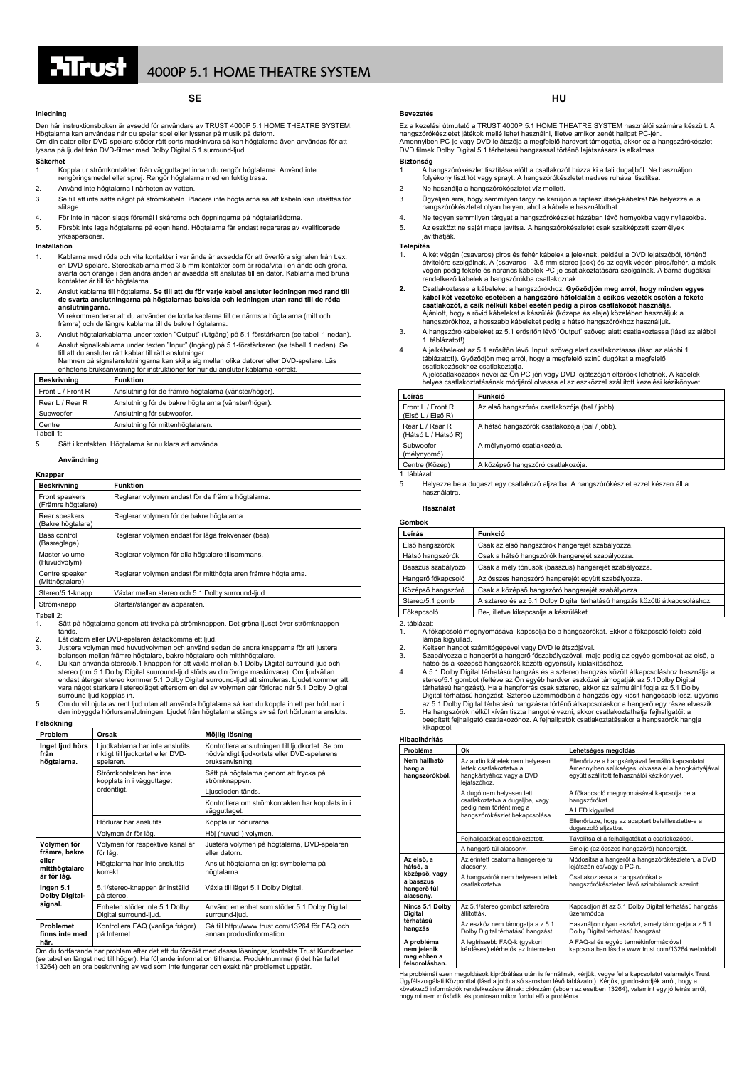# 4000P 5.1 HOME THEATRE SYSTEM

## SE

### Inledning

Den här instruktionsboken är avsedd för användare av TRUST 4000P 5.1 HOME THEATRE SYSTEM. Högtalarna kan användas när du spelar spel eller lyssnar på musik på datorn.
Om din dator eller DVD-spelare stöder rätt sorts maskinvara så kan högtalarna även användas för att lyssna på ljudet från DVD-filmer med Dolby Digital 5.1 surround-ljud.

### Säkerhet

1. Koppla ur strömkontakten från vägguttaget innan du rengör högtalarna. Använd inte rengöringsmedel eller sprej. Rengör högtalarna med en fuktig trasa.
2. Använd inte högtalarna i närheten av vatten.
3. Se till att inte sätta något på strömkabeln. Placera inte högtalarna så att kabeln kan utsättas för slitage.
4. För inte in någon slags föremål i skårorna och öppningarna på högtalarlådorna.
5. Försök inte laga högtalarna på egen hand. Högtalarna får endast repareras av kvalificerade yrkespersoner.

### Installation

1. Kablarna med röda och vita kontakter i var ände är avsedda för att överföra signalen från t.ex. en DVD-spelare. Stereokablarna med 3,5 mm kontakter som är röda/vita i en ände och gröna, svarta och orange i den andra änden är avsedda att anslutas till en dator. Kablarna med bruna kontakter är till för högtalarna.
2. Anslut kablarna till högtalarna. **Se till att du för varje kabel ansluter ledningen med rand till de svarta anslutningarna på högtalarnas baksida och ledningen utan rand till de röda anslutningarna.**
   Vi rekommenderar att du använder de korta kablarna till de närmsta högtalarna (mitt och främre) och de längre kablarna till de bakre högtalarna.
3. Anslut högtalarkablarna under texten "Output" (Utgång) på 5.1-förstärkaren (se tabell 1 nedan).
4. Anslut signalkablarna under texten "Input" (Ingång) på 5.1-förstärkaren (se tabell 1 nedan). Se till att du ansluter rätt kablar till rätt anslutningar.
   Namnen på signalanslutningarna kan skilja sig mellan olika datorer eller DVD-spelare. Läs enhetens bruksanvisning för instruktioner för hur du ansluter kablarna korrekt.

| Beskrivning | Funktion |
|---|---|
| Front L / Front R | Anslutning för de främre högtalarna (vänster/höger). |
| Rear L / Rear R | Anslutning för de bakre högtalarna (vänster/höger). |
| Subwoofer | Anslutning för subwoofer. |
| Centre | Anslutning för mittenhögtalaren. |

Tabell 1:

5. Sätt i kontakten. Högtalarna är nu klara att använda.

### Användning

#### Knappar

| Beskrivning | Funktion |
|---|---|
| Front speakers (Främre högtalare) | Reglerar volymen endast för de främre högtalarna. |
| Rear speakers (Bakre högtalare) | Reglerar volymen för de bakre högtalarna. |
| Bass control (Basreglage) | Reglerar volymen endast för låga frekvenser (bas). |
| Master volume (Huvudvolym) | Reglerar volymen för alla högtalare tillsammans. |
| Centre speaker (Mitthögtalare) | Reglerar volymen endast för mitthögtalaren främre högtalarna. |
| Stereo/5.1-knapp | Växlar mellan stereo och 5.1 Dolby surround-ljud. |
| Strömknapp | Startar/stänger av apparaten. |

Tabell 2:

1. Sätt på högtalarna genom att trycka på strömknappen. Det gröna ljuset över strömknappen tänds.
2. Låt datorn eller DVD-spelaren åstadkomma ett ljud.
3. Justera volymen med huvudvolymen och använd sedan de andra knapparna för att justera balansen mellan främre högtalare, bakre högtalare och mitthögtalare.
4. Du kan använda stereo/5.1-knappen för att växla mellan 5.1 Dolby Digital surround-ljud och stereo (om 5.1 Dolby Digital suuround-ljud stöds av din övriga maskinvara). Om ljudkällan endast återger stereo kommer 5.1 Dolby Digital surround-ljud att simuleras. Ljudet kommer att vara något starkare i stereoläget eftersom en del av volymen går förlorad när 5.1 Dolby Digital surround-ljud kopplas in.
5. Om du vill njuta av rent ljud utan att använda högtalarna så kan du koppla in ett par hörlurar i den inbyggda hörlursanslutningen. Ljudet från högtalarna stängs av så fort hörlurarna ansluts.

### Felsökning

| Problem | Orsak | Möjlig lösning |
|---|---|---|
| Inget ljud hörs från högtalarna. | Ljudkablarna har inte anslutits riktigt till ljudkortet eller DVD-spelaren. | Kontrollera anslutningen till ljudkortet. Se om nödvändigt ljudkortets eller DVD-spelarens bruksanvisning. |
| | Strömkontakten har inte kopplats in i vägguttaget ordentligt. | Sätt på högtalarna genom att trycka på strömknappen. |
| | | Ljusdioden tänds. |
| | | Kontrollera om strömkontakten har kopplats in i vägguttaget. |
| | Hörlurar har anslutits. | Koppla ur hörlurarna. |
| | Volymen är för låg. | Höj (huvud-) volymen. |
| Volymen för främre, bakre eller mitthögtalare är för låg. | Volymen för respektive kanal är för låg. | Justera volymen på högtalarna, DVD-spelaren eller datorn. |
| | Högtalarna har inte anslutits korrekt. | Anslut högtalarna enligt symbolerna på högtalarna. |
| Ingen 5.1 Dolby Digital-signal. | 5.1/stereo-knappen är inställd på stereo. | Växla till läget 5.1 Dolby Digital. |
| | Enheten stöder inte 5.1 Dolby Digital surround-ljud. | Använd en enhet som stöder 5.1 Dolby Digital surround-ljud. |
| Problemet finns inte med här. | Kontrollera FAQ (vanliga frågor) på Internet. | Gå till http://www.trust.com/13264 för FAQ och annan produktinformation. |

Om du fortfarande har problem efter det att du försökt med dessa lösningar, kontakta Trust Kundcenter (se tabellen längst ned till höger). Ha följande information tillhanda. Produktnummer (i det här fallet 13264) och en bra beskrivning av vad som inte fungerar och exakt när problemet uppstår.

## HU

### Bevezetés

Ez a kezelési útmutató a TRUST 4000P 5.1 HOME THEATRE SYSTEM használói számára készült. A hangszórókészletet játékok mellé lehet használni, illetve amikor zenét hallgat PC-jén.
Amennyiben PC-je vagy DVD lejátszója a megfelelő hardvert támogatja, akkor ez a hangszórókészlet DVD filmek Dolby Digital 5.1 térhatású hangzással történő lejátszására is alkalmas.

### Biztonság

1. A hangszórókészlet tisztítása előtt a csatlakozót húzza ki a fali dugaljból. Ne használjon folyékony tisztítót vagy sprayt. A hangszórókészletet nedves ruhával tisztítsa.
2. Ne használja a hangszórókészletet víz mellett.
3. Ügyeljen arra, hogy semmilyen tárgy ne kerüljön a tápfeszültség-kábelre! Ne helyezze el a hangszórókészletet olyan helyen, ahol a kábele elhasználódhat.
4. Ne tegyen semmilyen tárgyat a hangszórókészlet házában lévő hornyokba vagy nyílásokba.
5. Az eszközt ne saját maga javítsa. A hangszórókészletet csak szakképzett személyek javíthatják.

### Telepítés

1. A két végén (csavaros) piros és fehér kábelek a jeleknek, például a DVD lejátszóból, történő átvitelére szolgálnak. A (csavaros – 3.5 mm stereo jack) és az egyik végén piros/fehér, a másik végén pedig fekete és narancs kábelek PC-je csatlakoztatására szolgálnak. A barna dugókkal rendelkező kábelek a hangszórókba csatlakoznak.
2. Csatlakoztassa a kábeleket a hangszórókhoz. **Győződjön meg arról, hogy minden egyes kábel két vezetéke esetében a hangszóró hátoldalán a csíkos vezeték esetén a fekete csatlakozót, a csík nélküli kábel esetén pedig a piros csatlakozót használja.**
   Ajánlott, hogy a rövid kábeleket a készülék (közepe és eleje) közelében használjuk a hangszórókhoz, a hosszabb kábeleket pedig a hátsó hangszórókhoz használjuk.
3. A hangszóró kábeleket az 5.1 erősítőn lévő 'Output' szöveg alatt csatlakoztassa (lásd az alábbi 1. táblázatot!).
4. A jelkábeleket az 5.1 erősítőn lévő 'Input' szöveg alatt csatlakoztassa (lásd az alábbi 1. táblázatot!). Győződjön meg arról, hogy a megfelelő színű dugókat a megfelelő csatlakozásokhoz csatlakoztatja.
   A jelcsatlakozások nevei az Ön PC-jén vagy DVD lejátszóján eltérőek lehetnek. A kábelek helyes csatlakoztatásának módjáról olvassa el az eszközzel szállított kezelési kézikönyvet.

| Leírás | Funkció |
|---|---|
| Front L / Front R (Első L / Első R) | Az első hangszórók csatlakozója (bal / jobb). |
| Rear L / Rear R (Hátsó L / Hátsó R) | A hátsó hangszórók csatlakozója (bal / jobb). |
| Subwoofer (mélynyomó) | A mélynyomó csatlakozója. |
| Centre (Közép) | A középső hangszóró csatlakozója. |

1. táblázat:

5. Helyezze be a dugaszt egy csatlakozó aljzatba. A hangszórókészlet ezzel készen áll a használatra.

### Használat

#### Gombok

| Leírás | Funkció |
|---|---|
| Első hangszórók | Csak az első hangszórók hangerejét szabályozza. |
| Hátsó hangszórók | Csak a hátsó hangszórók hangerejét szabályozza. |
| Basszus szabályozó | Csak a mély tónusok (basszus) hangerejét szabályozza. |
| Hangerő főkapcsoló | Az összes hangszóró hangerejét együtt szabályozza. |
| Középső hangszóró | Csak a középső hangszóró hangerejét szabályozza. |
| Stereo/5.1 gomb | A sztereo és az 5.1 Dolby Digital térhatású hangzás közötti átkapcsoláshoz. |
| Főkapcsoló | Be-, illetve kikapcsolja a készüléket. |

2. táblázat:

1. A főkapcsoló megnyomásával kapcsolja be a hangszórókat. Ekkor a főkapcsoló feletti zöld lámpa kigyullad.
2. Keltsen hangot számítógépével vagy DVD lejátszójával.
3. Szabályozza a hangerőt a hangerő főszabályozóval, majd pedig az egyéb gombokat az első, a hátsó és a középső hangszórók közötti egyensúly kialakításához.
4. A 5.1 Dolby Digital térhatású hangzás és a stereo hangzás között átkapcsoláshoz használja a stereo/5.1 gombot (feltéve az Ön egyéb hardver eszközei támogatják az 5.1Dolby Digital térhatású hangzást). Ha a hangforrás csak sztereo, akkor ez szimulálni fogja az 5.1 Dolby Digital térhatású hangzást. Sztereo üzemmódban a hangzás egy kicsit hangosabb lesz, ugyanis az 5.1 Dolby Digital térhatású hangzásra történő átkapcsoláskor a hangerő egy része elveszik.
5. Ha hangszórók nélkül kíván tiszta hangot élvezni, akkor csatlakoztathatja fejhallgatóit a beépített fejhallgató csatlakozóhoz. A fejhallgatók csatlakoztatásakor a hangszórók hangja kikapcsol.

### Hibaelhárítás

| Probléma | Ok | Lehetséges megoldás |
|---|---|---|
| Nem hallható hang a hangszórókból. | Az audio kábelek nem helyesen lettek csatlakoztatva a hangkártyához vagy a DVD lejátszóhoz. | Ellenőrizze a hangkártyával fennálló kapcsolatot. Amennyiben szükséges, olvassa el a hangkártyájával együtt szállított felhasználói kézikönyvet. |
| | A dugó nem helyesen lett csatlakoztatva a dugaljba, vagy pedig nem történt meg a hangszórókészlet bekapcsolása. | A főkapcsoló megnyomásával kapcsolja be a hangszórókat. |
| | | A LED kigyullad. |
| | | Ellenőrizze, hogy az adaptert beleillesztette-e a dugaszoló aljzatba. |
| | Fejhallgatókat csatlakoztatott. | Távolítsa el a fejhallgatókat a csatlakozóból. |
| | A hangerő túl alacsony. | Emelje (az összes hangszóró) hangerejét. |
| Az első, a hátsó, a középső, vagy a basszus hangerő túl alacsony. | Az érintett csatorna hangereje túl alacsony. | Módosítsa a hangerőt a hangszórókészleten, a DVD lejátszón és/vagy a PC-n. |
| | A hangszórók nem helyesen lettek csatlakoztatva. | Csatlakoztassa a hangszórókat a hangszórókészleten lévő szimbólumok szerint. |
| Nincs 5.1 Dolby Digital térhatású hangzás | Az 5.1/stereo gombot sztereóra állították. | Kapcsoljon át az 5.1 Dolby Digital térhatású hangzás üzemmódba. |
| | Az eszköz nem támogatja a z 5.1 Dolby Digital térhatású hangzást. | Használjon olyan eszközt, amely támogatja a z 5.1 Dolby Digital térhatású hangzást. |
| A probléma nem jelenik meg ebben a felsorolásban. | A legfrissebb FAQ-k (gyakori kérdések) elérhetők az Interneten. | A FAQ-al és egyéb termékinformációval kapcsolatban lásd a www.trust.com/13264 weboldalt. |

Ha problémái ezen megoldások kipróbálása után is fennállnak, kérjük, vegye fel a kapcsolatot valamelyik Trust Ügyfélszolgálati Központtal (lásd a jobb alsó sarokban lévő táblázatot). Kérjük, gondoskodjék arról, hogy a következő információk rendelkezésre álljanak: cikkszám (ebben az esetben 13264), valamint egy jó leírás arról, hogy mi nem működik, és pontosan mikor fordul elő a probléma.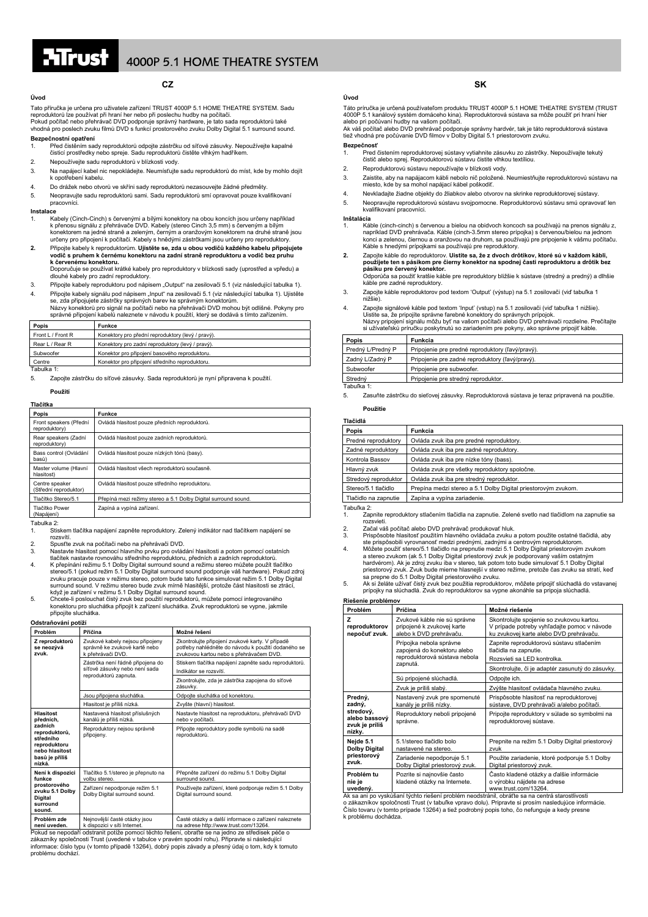# 4000P 5.1 HOME THEATRE SYSTEM

## CZ

### Úvod

Tato příručka je určena pro uživatele zařízení TRUST 4000P 5.1 HOME THEATRE SYSTEM. Sadu reproduktorů lze používat při hraní her nebo při poslechu hudby na počítači.
Pokud počítač nebo přehrávač DVD podporuje správný hardware, je tato sada reproduktorů také vhodná pro poslech zvuku filmů DVD s funkcí prostorového zvuku Dolby Digital 5.1 surround sound.

### Bezpečnostní opatření

1. Před čištěním sady reproduktorů odpojte zástrčku od síťové zásuvky. Nepoužívejte kapalné čisticí prostředky nebo spreje. Sadu reproduktorů čistěte vlhkým hadříkem.
2. Nepoužívejte sadu reproduktorů v blízkosti vody.
3. Na napájecí kabel nic nepokládejte. Neumísťujte sadu reproduktorů do míst, kde by mohlo dojít k opotřebení kabelu.
4. Do drážek nebo otvorů ve skříni sady reproduktorů nezasouvejte žádné předměty.
5. Neopravujte sadu reproduktorů sami. Sadu reproduktorů smí opravovat pouze kvalifikovaní pracovníci.

### Instalace

1. Kabely (Cinch-Cinch) s červenými a bílými konektory na obou koncích jsou určeny například k přenosu signálu z přehrávače DVD. Kabely (stereo Cinch 3,5 mm) s červeným a bílým konektorem na jedné straně a zeleným, černým a oranžovým konektorem na druhé straně jsou určeny pro připojení k počítači. Kabely s hnědými zástrčkami jsou určeny pro reproduktory.
2. Připojte kabely k reproduktorům. **Ujistěte se, zda u obou vodičů každého kabelu připojujete vodič s pruhem k černému konektoru na zadní straně reproduktoru a vodič bez pruhu k červenému konektoru.**
   Doporučuje se používat krátké kabely pro reproduktory v blízkosti sady (uprostřed a vpředu) a dlouhé kabely pro zadní reproduktory.
3. Připojte kabely reproduktoru pod nápisem „Output" na zesilovači 5.1 (viz následující tabulka 1).
4. Připojte kabely signálu pod nápisem „Input" na zesilovači 5.1 (viz následující tabulka 1). Ujistěte se, zda připojujete zástrčky správných barev ke správným konektorům.
   Názvy konektorů pro signál na počítači nebo na přehrávači DVD mohou být odlišné. Pokyny pro správné připojení kabelů naleznete v návodu k použití, který se dodává s tímto zařízením.

| Popis | Funkce |
|---|---|
| Front L / Front R | Konektory pro přední reproduktory (levý / pravý). |
| Rear L / Rear R | Konektory pro zadní reproduktory (levý / pravý). |
| Subwoofer | Konektor pro připojení basového reproduktoru. |
| Centre | Konektor pro připojení středního reproduktoru. |

Tabulka 1:

5. Zapojte zástrčku do síťové zásuvky. Sada reproduktorů je nyní připravena k použití.

### Použití

#### Tlačítka

| Popis | Funkce |
|---|---|
| Front speakers (Přední reproduktory) | Ovládá hlasitost pouze předních reproduktorů. |
| Rear speakers (Zadní reproduktory) | Ovládá hlasitost pouze zadních reproduktorů. |
| Bass control (Ovládání basů) | Ovládá hlasitost pouze nízkých tónů (basy). |
| Master volume (Hlavní hlasitost) | Ovládá hlasitost všech reproduktorů současně. |
| Centre speaker (Střední reproduktor) | Ovládá hlasitost pouze středního reproduktoru. |
| Tlačítko Stereo/5.1 | Přepíná mezi režimy stereo a 5.1 Dolby Digital surround sound. |
| Tlačítko Power (Napájení) | Zapíná a vypíná zařízení. |

Tabulka 2:

1. Stiskem tlačítka napájení zapněte reproduktory. Zelený indikátor nad tlačítkem napájení se rozsvítí.
2. Spusťte zvuk na počítači nebo na přehrávači DVD.
3. Nastavte hlasitost pomocí hlavního prvku pro ovládání hlasitosti a potom pomocí ostatních tlačítek nastavte rovnováhu středního reproduktoru, předních a zadních reproduktorů.
4. K přepínání režimu 5.1 Dolby Digital surround sound a režimu stereo můžete použít tlačítko stereo/5.1 (pokud režim 5.1 Dolby Digital surround sound podporuje váš hardware). Pokud zdroj zvuku pracuje pouze v režimu stereo, potom bude tato funkce simulovat režim 5.1 Dolby Digital surround sound. V režimu stereo bude zvuk mírně hlasitější, protože část hlasitosti se ztrácí, když je zařízení v režimu 5.1 Dolby Digital surround sound.
5. Chcete-li poslouchat čistý zvuk bez použití reproduktorů, můžete pomocí integrovaného konektoru pro sluchátka připojit k zařízení sluchátka. Zvuk reproduktorů se vypne, jakmile připojíte sluchátka.

#### Odstraňování potíží

| Problém | Příčina | Možné řešení |
|---|---|---|
| **Z reproduktorů se neozývá zvuk.** | Zvukové kabely nejsou připojeny správně ke zvukové kartě nebo k přehrávači DVD. | Zkontrolujte připojení zvukové karty. V případě potřeby nahlédněte do návodu k použití dodaného se zvukovou kartou nebo s přehrávačem DVD. |
| | Zástrčka není řádně připojena do síťové zásuvky nebo není sada reproduktorů zapnuta. | Stiskem tlačítka napájení zapněte sadu reproduktorů. Indikátor se rozsvítí. |
| | | Zkontrolujte, zda je zástrčka zapojena do síťové zásuvky. |
| | Jsou připojena sluchátka. | Odpojte sluchátka od konektoru. |
| | Hlasitost je příliš nízká. | Zvyšte (hlavní) hlasitost. |
| **Hlasitost předních, zadních reproduktorů, středního reproduktoru nebo hlasitost basů je příliš nízká.** | Nastavená hlasitost příslušných kanálů je příliš nízká. | Nastavte hlasitost na reproduktoru, přehrávači DVD nebo v počítači. |
| | Reproduktory nejsou správně připojeny. | Připojte reproduktory podle symbolů na sadě reproduktorů. |
| **Není k dispozici funkce prostorového zvuku 5.1 Dolby Digital surround sound.** | Tlačítko 5.1/stereo je přepnuto na volbu stereo. | Přepněte zařízení do režimu 5.1 Dolby Digital surround sound. |
| | Zařízení nepodporuje režim 5.1 Dolby Digital surround sound. | Používejte zařízení, které podporuje režim 5.1 Dolby Digital surround sound. |
| **Problém zde není uveden.** | Nejnovější časté otázky jsou k dispozici v síti Internet. | Časté otázky a další informace o zařízení naleznete na adrese http://www.trust.com/13264. |

Pokud se nepodaří odstranit potíže pomocí těchto řešení, obraťte se na jedno ze středisek péče o zákazníky společnosti Trust (uvedené v tabulce v pravém spodní rohu). Připravte si následující informace: číslo typu (v tomto případě 13264), dobrý popis závady a přesný údaj o tom, kdy k tomuto problému dochází.

## SK

### Úvod

Táto príručka je určená používateľom produktu TRUST 4000P 5.1 HOME THEATRE SYSTEM (TRUST 4000P 5.1 kanálový systém domáceho kina). Reproduktorová sústava sa môže použiť pri hraní hier alebo pri počúvaní hudby na vašom počítači.
Ak váš počítač alebo DVD prehrávač podporuje správny hardvér, tak je táto reproduktorová sústava tiež vhodná pre počúvanie DVD filmov v Dolby Digital 5.1 priestorovom zvuku.

### Bezpečnosť

1. Pred čistením reproduktorovej sústavy vytiahnite zásuvku zo zástrčky. Nepoužívajte tekutý čistič alebo sprej. Reproduktorovú sústavu čistite vlhkou textíliou.
2. Reproduktorovú sústavu nepoužívajte v blízkosti vody.
3. Zaistite, aby na napájacom kábli nebolo nič položené. Neumiestňujte reproduktorovú sústavu na miesto, kde by sa mohol napájací kábel poškodiť.
4. Nevkladajte žiadne objekty do žliabkov alebo otvorov na skrinke reproduktorovej sústavy.
5. Neopravujte reproduktorovú sústavu svojpomocne. Reproduktorovú sústavu smú opravovať len kvalifikovaní pracovníci.

### Inštalácia

1. Káble (cinch-cinch) s červenou a bielou na obidvoch koncoch sa používajú na prenos signálu z, napríklad DVD prehrávača. Káble (cinch-3.5mm stereo prípojka) s červenou/bielou na jednom konci a zelenou, čiernou a oranžovou na druhom, sa používajú pre pripojenie k vášmu počítaču. Káble s hnedými prípojkami sa používajú pre reproduktory.
2. Zapojte káble do reproduktorov. **Uistite sa, že z dvoch drôtikov, ktoré sú v každom kábli, použijete ten s pásikom pre čierny konektor na spodnej časti reproduktora a drôtik bez pásiku pre červený konektor.**
   Odporúča sa použiť kratšie káble pre reproduktory bližšie k sústave (stredný a predný) a dlhšie káble pre zadné reproduktory.
3. Zapojte káble reproduktorov pod textom 'Output' (výstup) na 5.1 zosilovači (viď tabuľka 1 nižšie).
4. Zapojte signálové káble pod textom 'Input' (vstup) na 5.1 zosilovači (viď tabuľka 1 nižšie). Uistite sa, že pripojíte správne farebné konektory do správnych prípojok.
   Názvy prípojení signálu môžu byť na vašom počítači alebo DVD prehrávači rozdielne. Prečítajte si užívateľskú príručku poskytnutú so zariadením pre pokyny, ako správne pripojiť káble.

| Popis | Funkcia |
|---|---|
| Predný L/Predný P | Pripojenie pre predné reproduktory (ľavý/pravý). |
| Zadný L/Zadný P | Pripojenie pre zadné reproduktory (ľavý/pravý). |
| Subwoofer | Pripojenie pre subwoofer. |
| Stredný | Pripojenie pre stredný reproduktor. |

Tabuľka 1:

5. Zasuňte zástrčku do sieťovej zásuvky. Reproduktorová sústava je teraz pripravená na použitie.

### Použitie

#### Tlačidlá

| Popis | Funkcia |
|---|---|
| Predné reproduktory | Ovláda zvuk iba pre predné reproduktory. |
| Zadné reproduktory | Ovláda zvuk iba pre zadné reproduktory. |
| Kontrola Bassov | Ovláda zvuk iba pre nízke tóny (bass). |
| Hlavný zvuk | Ovláda zvuk pre všetky reproduktory spoločne. |
| Stredový reproduktor | Ovláda zvuk iba pre stredný reproduktor. |
| Stereo/5.1 tlačidlo | Prepína medzi stereo a 5.1 Dolby Digital priestorovým zvukom. |
| Tlačidlo na zapnutie | Zapína a vypína zariadenie. |

Tabuľka 2:

1. Zapnite reproduktory stlačením tlačidla na zapnutie. Zelené svetlo nad tlačidlom na zapnutie sa rozsvieti.
2. Začaí váš počítač alebo DVD prehrávač produkovať hluk.
3. Prispôsobte hlasitosť použitím hlavného ovládača zvuku a potom použite ostatné tlačidlá, aby ste prispôsobili vyrovnanosť medzi prednými, zadnými a centrovým reproduktorom.
4. Môžete použiť stereo/5.1 tlačidlo na prepnutie medzi 5.1 Dolby Digital priestorovým zvukom a stereo zvukom (ak 5.1 Dolby Digital priestorový zvuk je podporovaný vašim ostatným hardvérom). Ak je zdroj zvuku iba v stereo, tak potom toto bude simulovať 5.1 Dolby Digital priestorový zvuk. Zvuk bude mierne hlasnejší v stereo režime, pretože časť zvuku sa stratí, keď sa prepne do 5.1 Dolby Digital priestorového zvuku.
5. Ak si želáte užívať čistý zvuk bez použitia reproduktorov, môžete pripojiť slúchadlá do vstavanej prípojky na slúchadlá. Zvuk do reproduktorov sa vypne akonáhle sa pripojia slúchadlá.

#### Riešenie problémov

| Problém | Príčina | Možné riešenie |
|---|---|---|
| **Z reproduktorov nepočuť zvuk.** | Zvukové káble nie sú správne pripojené k zvukovej karte alebo k DVD prehrávaču. | Skontrolujte spojenie so zvukovou kartou. V prípade potreby vyhľadajte pomoc v návode ku zvukovej karte alebo DVD prehrávaču. |
| | Prípojka nebola správne zapojená do konektoru alebo reproduktorová sústava nebola zapnutá. | Zapnite reproduktorovú sústavu stlačením tlačidla na zapnutie. Rozsvieti sa LED kontrolka. |
| | | Skontrolujte, či je adaptér zasunutý do zásuvky. |
| | Sú pripojené slúchadlá. | Odpojte ich. |
| | Zvuk je príliš slabý. | Zvýšte hlasitosť ovládača hlavného zvuku. |
| **Predný, zadný, stredový, alebo bassový zvuk je príliš nízky.** | Nastavený zvuk pre spomenuté kanály je príliš nízky. | Prispôsobte hlasitosť na reproduktorovej sústave, DVD prehrávači a/alebo počítači. |
| | Reproduktory neboli pripojené správne. | Pripojte reproduktory v súlade so symbolmi na reproduktorovej sústave. |
| **Nejde 5.1 Dolby Digital priestorový zvuk.** | 5.1/stereo tlačidlo bolo nastavené na stereo. | Prepnite na režim 5.1 Dolby Digital priestorový zvuk |
| | Zariadenie nepodporuje 5.1 Dolby Digital priestorový zvuk. | Použite zariadenie, ktoré podporuje 5.1 Dolby Digital priestorový zvuk. |
| **Problém tu nie je uvedený.** | Pozrite si najnovšie často kladené otázky na Internete. | Často kladené otázky a ďalšie informácie o výrobku nájdete na adrese www.trust.com/13264. |

Ak sa ani po vyskúšaní týchto riešení problém neodstránil, obráťte sa na centrá starostlivosti o zákazníkov spoločnosti Trust (v tabuľke vpravo dolu). Pripravte si prosím nasledujúce informácie. Číslo tovaru (v tomto prípade 13264) a tiež podrobný popis toho, čo nefunguje a kedy presne k problému dochádza.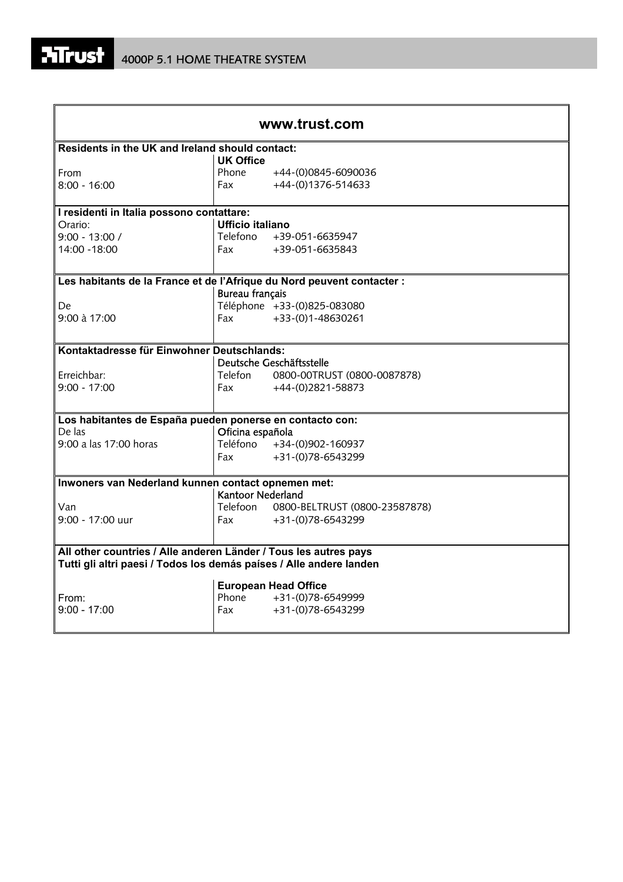# www.trust.com

**Residents in the UK and Ireland should contact:**

| | |
|---|---|
| From<br>8:00 - 16:00 | **UK Office**<br>Phone +44-(0)0845-6090036<br>Fax +44-(0)1376-514633 |

**I residenti in Italia possono contattare:**

| | |
|---|---|
| Orario:<br>9:00 - 13:00 /<br>14:00 -18:00 | **Ufficio italiano**<br>Telefono +39-051-6635947<br>Fax +39-051-6635843 |

**Les habitants de la France et de l'Afrique du Nord peuvent contacter :**

| | |
|---|---|
| De<br>9:00 à 17:00 | Bureau français<br>Téléphone +33-(0)825-083080<br>Fax +33-(0)1-48630261 |

**Kontaktadresse für Einwohner Deutschlands:**

| | |
|---|---|
| Erreichbar:<br>9:00 - 17:00 | Deutsche Geschäftsstelle<br>Telefon 0800-00TRUST (0800-0087878)<br>Fax +44-(0)2821-58873 |

**Los habitantes de España pueden ponerse en contacto con:**

| | |
|---|---|
| De las<br>9:00 a las 17:00 horas | Oficina española<br>Teléfono +34-(0)902-160937<br>Fax +31-(0)78-6543299 |

**Inwoners van Nederland kunnen contact opnemen met:**

| | |
|---|---|
| Van<br>9:00 - 17:00 uur | Kantoor Nederland<br>Telefoon 0800-BELTRUST (0800-23587878)<br>Fax +31-(0)78-6543299 |

**All other countries / Alle anderen Länder / Tous les autres pays**
**Tutti gli altri paesi / Todos los demás países / Alle andere landen**

| | |
|---|---|
| From:<br>9:00 - 17:00 | **European Head Office**<br>Phone +31-(0)78-6549999<br>Fax +31-(0)78-6543299 |